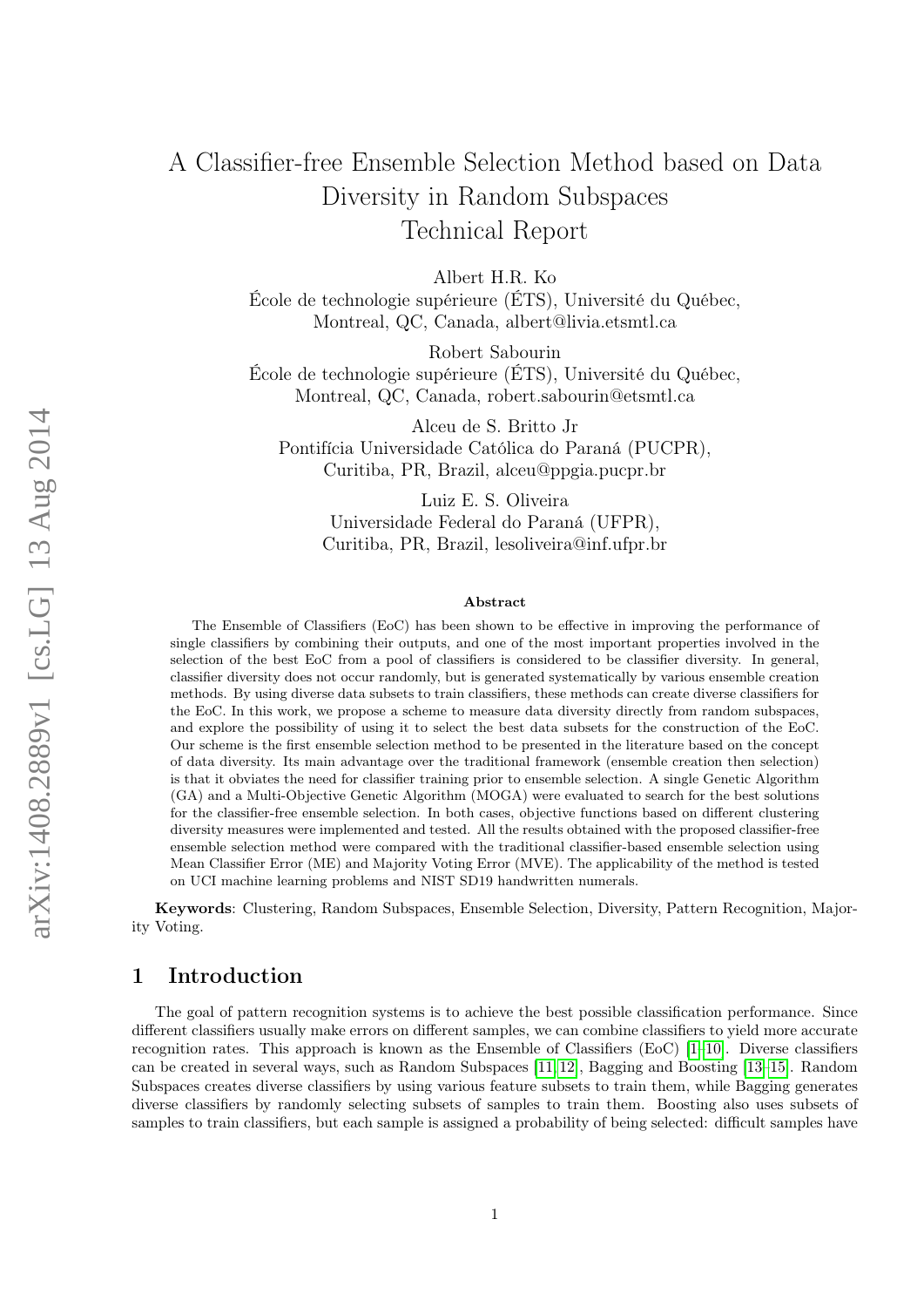# A Classifier-free Ensemble Selection Method based on Data Diversity in Random Subspaces
# Technical Report

Albert H.R. Ko
École de technologie supérieure (ÉTS), Université du Québec,
Montreal, QC, Canada, albert@livia.etsmtl.ca

Robert Sabourin
École de technologie supérieure (ÉTS), Université du Québec,
Montreal, QC, Canada, robert.sabourin@etsmtl.ca

Alceu de S. Britto Jr
Pontifícia Universidade Católica do Paraná (PUCPR),
Curitiba, PR, Brazil, alceu@ppgia.pucpr.br

Luiz E. S. Oliveira
Universidade Federal do Paraná (UFPR),
Curitiba, PR, Brazil, lesoliveira@inf.ufpr.br

### Abstract

The Ensemble of Classifiers (EoC) has been shown to be effective in improving the performance of single classifiers by combining their outputs, and one of the most important properties involved in the selection of the best EoC from a pool of classifiers is considered to be classifier diversity. In general, classifier diversity does not occur randomly, but is generated systematically by various ensemble creation methods. By using diverse data subsets to train classifiers, these methods can create diverse classifiers for the EoC. In this work, we propose a scheme to measure data diversity directly from random subspaces, and explore the possibility of using it to select the best data subsets for the construction of the EoC. Our scheme is the first ensemble selection method to be presented in the literature based on the concept of data diversity. Its main advantage over the traditional framework (ensemble creation then selection) is that it obviates the need for classifier training prior to ensemble selection. A single Genetic Algorithm (GA) and a Multi-Objective Genetic Algorithm (MOGA) were evaluated to search for the best solutions for the classifier-free ensemble selection. In both cases, objective functions based on different clustering diversity measures were implemented and tested. All the results obtained with the proposed classifier-free ensemble selection method were compared with the traditional classifier-based ensemble selection using Mean Classifier Error (ME) and Majority Voting Error (MVE). The applicability of the method is tested on UCI machine learning problems and NIST SD19 handwritten numerals.

**Keywords**: Clustering, Random Subspaces, Ensemble Selection, Diversity, Pattern Recognition, Majority Voting.

## 1 Introduction

The goal of pattern recognition systems is to achieve the best possible classification performance. Since different classifiers usually make errors on different samples, we can combine classifiers to yield more accurate recognition rates. This approach is known as the Ensemble of Classifiers (EoC) [1–10]. Diverse classifiers can be created in several ways, such as Random Subspaces [11, 12], Bagging and Boosting [13–15]. Random Subspaces creates diverse classifiers by using various feature subsets to train them, while Bagging generates diverse classifiers by randomly selecting subsets of samples to train them. Boosting also uses subsets of samples to train classifiers, but each sample is assigned a probability of being selected: difficult samples have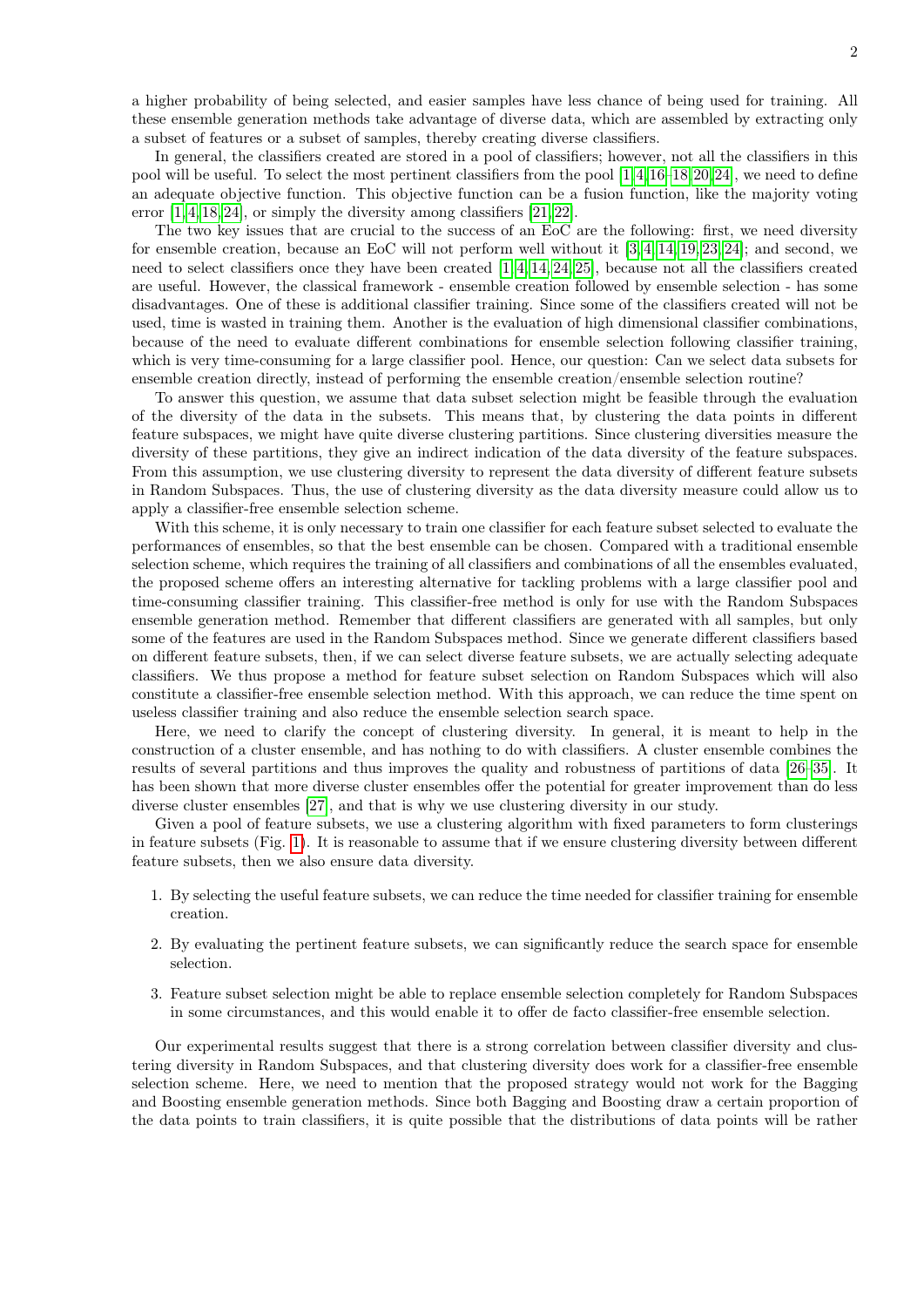a higher probability of being selected, and easier samples have less chance of being used for training. All these ensemble generation methods take advantage of diverse data, which are assembled by extracting only a subset of features or a subset of samples, thereby creating diverse classifiers.

In general, the classifiers created are stored in a pool of classifiers; however, not all the classifiers in this pool will be useful. To select the most pertinent classifiers from the pool [1,4,16–18,20,24], we need to define an adequate objective function. This objective function can be a fusion function, like the majority voting error [1,4,18,24], or simply the diversity among classifiers [21,22].

The two key issues that are crucial to the success of an EoC are the following: first, we need diversity for ensemble creation, because an EoC will not perform well without it [3,4,14,19,23,24]; and second, we need to select classifiers once they have been created [1,4,14,24,25], because not all the classifiers created are useful. However, the classical framework - ensemble creation followed by ensemble selection - has some disadvantages. One of these is additional classifier training. Since some of the classifiers created will not be used, time is wasted in training them. Another is the evaluation of high dimensional classifier combinations, because of the need to evaluate different combinations for ensemble selection following classifier training, which is very time-consuming for a large classifier pool. Hence, our question: Can we select data subsets for ensemble creation directly, instead of performing the ensemble creation/ensemble selection routine?

To answer this question, we assume that data subset selection might be feasible through the evaluation of the diversity of the data in the subsets. This means that, by clustering the data points in different feature subspaces, we might have quite diverse clustering partitions. Since clustering diversities measure the diversity of these partitions, they give an indirect indication of the data diversity of the feature subspaces. From this assumption, we use clustering diversity to represent the data diversity of different feature subsets in Random Subspaces. Thus, the use of clustering diversity as the data diversity measure could allow us to apply a classifier-free ensemble selection scheme.

With this scheme, it is only necessary to train one classifier for each feature subset selected to evaluate the performances of ensembles, so that the best ensemble can be chosen. Compared with a traditional ensemble selection scheme, which requires the training of all classifiers and combinations of all the ensembles evaluated, the proposed scheme offers an interesting alternative for tackling problems with a large classifier pool and time-consuming classifier training. This classifier-free method is only for use with the Random Subspaces ensemble generation method. Remember that different classifiers are generated with all samples, but only some of the features are used in the Random Subspaces method. Since we generate different classifiers based on different feature subsets, then, if we can select diverse feature subsets, we are actually selecting adequate classifiers. We thus propose a method for feature subset selection on Random Subspaces which will also constitute a classifier-free ensemble selection method. With this approach, we can reduce the time spent on useless classifier training and also reduce the ensemble selection search space.

Here, we need to clarify the concept of clustering diversity. In general, it is meant to help in the construction of a cluster ensemble, and has nothing to do with classifiers. A cluster ensemble combines the results of several partitions and thus improves the quality and robustness of partitions of data [26–35]. It has been shown that more diverse cluster ensembles offer the potential for greater improvement than do less diverse cluster ensembles [27], and that is why we use clustering diversity in our study.

Given a pool of feature subsets, we use a clustering algorithm with fixed parameters to form clusterings in feature subsets (Fig. 1). It is reasonable to assume that if we ensure clustering diversity between different feature subsets, then we also ensure data diversity.

1. By selecting the useful feature subsets, we can reduce the time needed for classifier training for ensemble creation.

2. By evaluating the pertinent feature subsets, we can significantly reduce the search space for ensemble selection.

3. Feature subset selection might be able to replace ensemble selection completely for Random Subspaces in some circumstances, and this would enable it to offer de facto classifier-free ensemble selection.

Our experimental results suggest that there is a strong correlation between classifier diversity and clustering diversity in Random Subspaces, and that clustering diversity does work for a classifier-free ensemble selection scheme. Here, we need to mention that the proposed strategy would not work for the Bagging and Boosting ensemble generation methods. Since both Bagging and Boosting draw a certain proportion of the data points to train classifiers, it is quite possible that the distributions of data points will be rather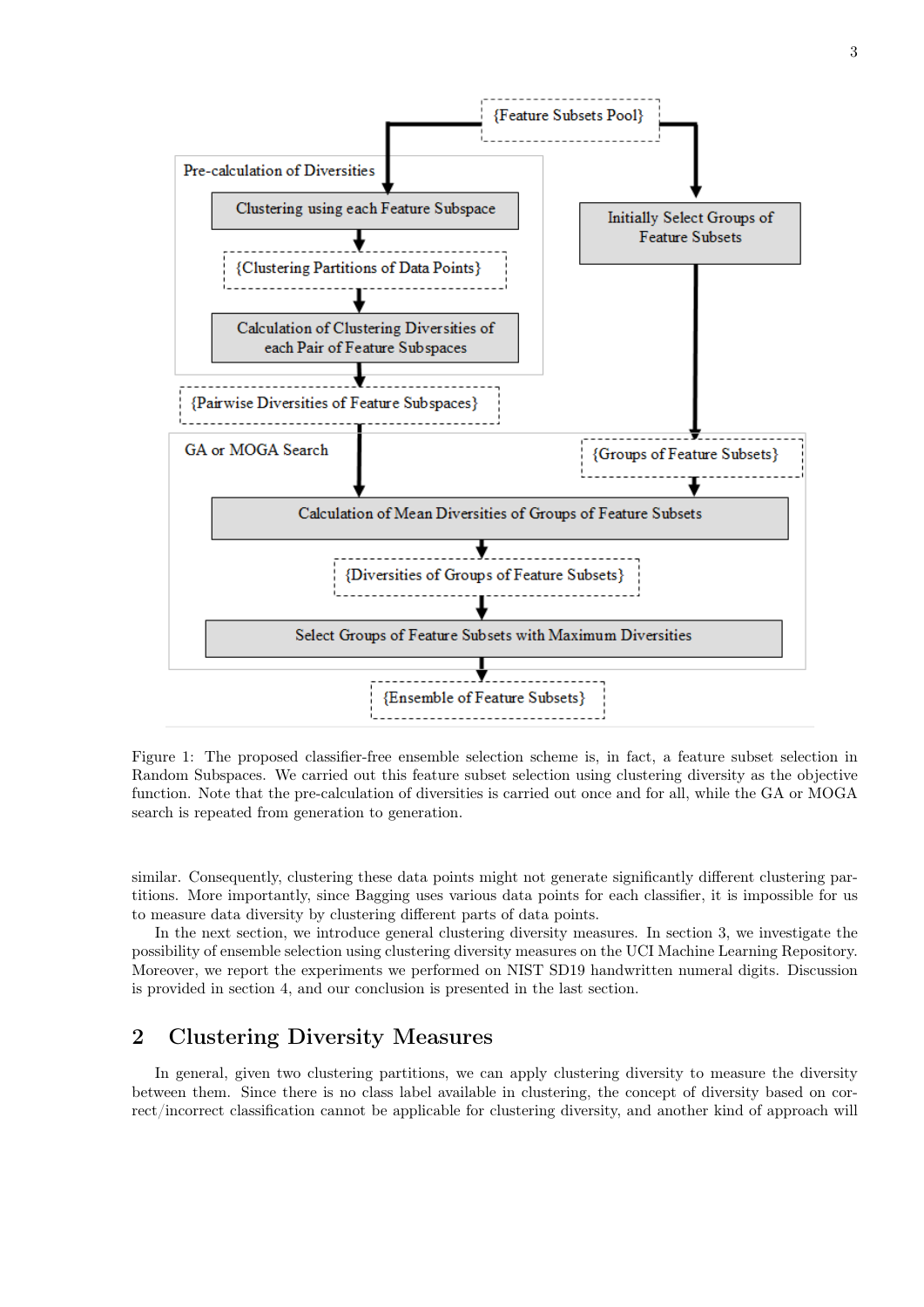Figure 1: The proposed classifier-free ensemble selection scheme is, in fact, a feature subset selection in Random Subspaces. We carried out this feature subset selection using clustering diversity as the objective function. Note that the pre-calculation of diversities is carried out once and for all, while the GA or MOGA search is repeated from generation to generation.

similar. Consequently, clustering these data points might not generate significantly different clustering partitions. More importantly, since Bagging uses various data points for each classifier, it is impossible for us to measure data diversity by clustering different parts of data points.

In the next section, we introduce general clustering diversity measures. In section 3, we investigate the possibility of ensemble selection using clustering diversity measures on the UCI Machine Learning Repository. Moreover, we report the experiments we performed on NIST SD19 handwritten numeral digits. Discussion is provided in section 4, and our conclusion is presented in the last section.

## 2 Clustering Diversity Measures

In general, given two clustering partitions, we can apply clustering diversity to measure the diversity between them. Since there is no class label available in clustering, the concept of diversity based on correct/incorrect classification cannot be applicable for clustering diversity, and another kind of approach will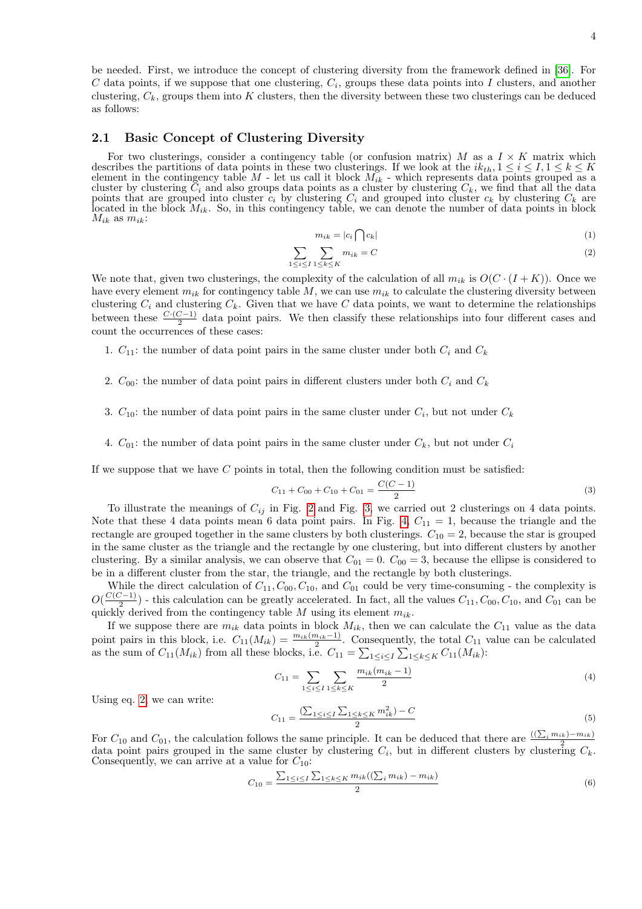be needed. First, we introduce the concept of clustering diversity from the framework defined in [36]. For $C$ data points, if we suppose that one clustering, $C_i$, groups these data points into $I$ clusters, and another clustering, $C_k$, groups them into $K$ clusters, then the diversity between these two clusterings can be deduced as follows:

## 2.1 Basic Concept of Clustering Diversity

For two clusterings, consider a contingency table (or confusion matrix) $M$ as a $I \times K$ matrix which describes the partitions of data points in these two clusterings. If we look at the $ik_{th}, 1 \leq i \leq I, 1 \leq k \leq K$ element in the contingency table $M$ - let us call it block $M_{ik}$ - which represents data points grouped as a cluster by clustering $C_i$ and also groups data points as a cluster by clustering $C_k$, we find that all the data points that are grouped into cluster $c_i$ by clustering $C_i$ and grouped into cluster $c_k$ by clustering $C_k$ are located in the block $M_{ik}$. So, in this contingency table, we can denote the number of data points in block $M_{ik}$ as $m_{ik}$:

$$m_{ik} = |c_i \bigcap c_k| \tag{1}$$

$$\sum_{1 \leq i \leq I} \sum_{1 \leq k \leq K} m_{ik} = C \tag{2}$$

We note that, given two clusterings, the complexity of the calculation of all $m_{ik}$ is $O(C \cdot (I + K))$. Once we have every element $m_{ik}$ for contingency table $M$, we can use $m_{ik}$ to calculate the clustering diversity between clustering $C_i$ and clustering $C_k$. Given that we have $C$ data points, we want to determine the relationships between these $\frac{C \cdot (C-1)}{2}$ data point pairs. We then classify these relationships into four different cases and count the occurrences of these cases:

1. $C_{11}$: the number of data point pairs in the same cluster under both $C_i$ and $C_k$
2. $C_{00}$: the number of data point pairs in different clusters under both $C_i$ and $C_k$
3. $C_{10}$: the number of data point pairs in the same cluster under $C_i$, but not under $C_k$
4. $C_{01}$: the number of data point pairs in the same cluster under $C_k$, but not under $C_i$

If we suppose that we have $C$ points in total, then the following condition must be satisfied:

$$C_{11} + C_{00} + C_{10} + C_{01} = \frac{C(C-1)}{2} \tag{3}$$

To illustrate the meanings of $C_{ij}$ in Fig. 2 and Fig. 3, we carried out 2 clusterings on 4 data points. Note that these 4 data points mean 6 data point pairs. In Fig. 4, $C_{11} = 1$, because the triangle and the rectangle are grouped together in the same clusters by both clusterings. $C_{10} = 2$, because the star is grouped in the same cluster as the triangle and the rectangle by one clustering, but into different clusters by another clustering. By a similar analysis, we can observe that $C_{01} = 0$. $C_{00} = 3$, because the ellipse is considered to be in a different cluster from the star, the triangle, and the rectangle by both clusterings.

While the direct calculation of $C_{11}, C_{00}, C_{10}$, and $C_{01}$ could be very time-consuming - the complexity is $O(\frac{C(C-1)}{2})$ - this calculation can be greatly accelerated. In fact, all the values $C_{11}, C_{00}, C_{10}$, and $C_{01}$ can be quickly derived from the contingency table $M$ using its element $m_{ik}$.

If we suppose there are $m_{ik}$ data points in block $M_{ik}$, then we can calculate the $C_{11}$ value as the data point pairs in this block, i.e. $C_{11}(M_{ik}) = \frac{m_{ik}(m_{ik}-1)}{2}$. Consequently, the total $C_{11}$ value can be calculated as the sum of $C_{11}(M_{ik})$ from all these blocks, i.e. $C_{11} = \sum_{1 \leq i \leq I} \sum_{1 \leq k \leq K} C_{11}(M_{ik})$:

$$C_{11} = \sum_{1 \leq i \leq I} \sum_{1 \leq k \leq K} \frac{m_{ik}(m_{ik} - 1)}{2} \tag{4}$$

Using eq. 2, we can write:

$$C_{11} = \frac{(\sum_{1 \leq i \leq I} \sum_{1 \leq k \leq K} m_{ik}^2) - C}{2} \tag{5}$$

For $C_{10}$ and $C_{01}$, the calculation follows the same principle. It can be deduced that there are $\frac{((\sum_i m_{ik}) - m_{ik})}{2}$ data point pairs grouped in the same cluster by clustering $C_i$, but in different clusters by clustering $C_k$. Consequently, we can arrive at a value for $C_{10}$:

$$C_{10} = \frac{\sum_{1 \leq i \leq I} \sum_{1 \leq k \leq K} m_{ik}((\sum_i m_{ik}) - m_{ik})}{2} \tag{6}$$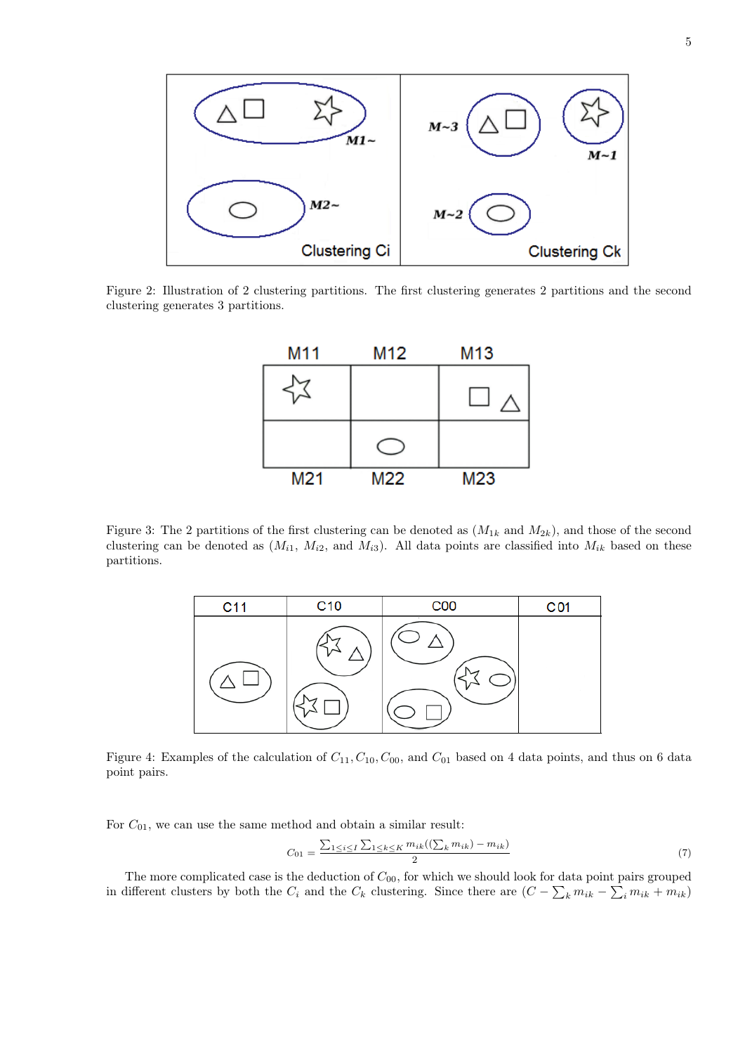Figure 2: Illustration of 2 clustering partitions. The first clustering generates 2 partitions and the second clustering generates 3 partitions.

Figure 3: The 2 partitions of the first clustering can be denoted as ($M_{1k}$ and $M_{2k}$), and those of the second clustering can be denoted as ($M_{i1}$, $M_{i2}$, and $M_{i3}$). All data points are classified into $M_{ik}$ based on these partitions.

Figure 4: Examples of the calculation of $C_{11}, C_{10}, C_{00}$, and $C_{01}$ based on 4 data points, and thus on 6 data point pairs.

For $C_{01}$, we can use the same method and obtain a similar result:

$$C_{01} = \frac{\sum_{1 \le i \le I} \sum_{1 \le k \le K} m_{ik}((\sum_k m_{ik}) - m_{ik})}{2} \tag{7}$$

The more complicated case is the deduction of $C_{00}$, for which we should look for data point pairs grouped in different clusters by both the $C_i$ and the $C_k$ clustering. Since there are $(C - \sum_k m_{ik} - \sum_i m_{ik} + m_{ik})$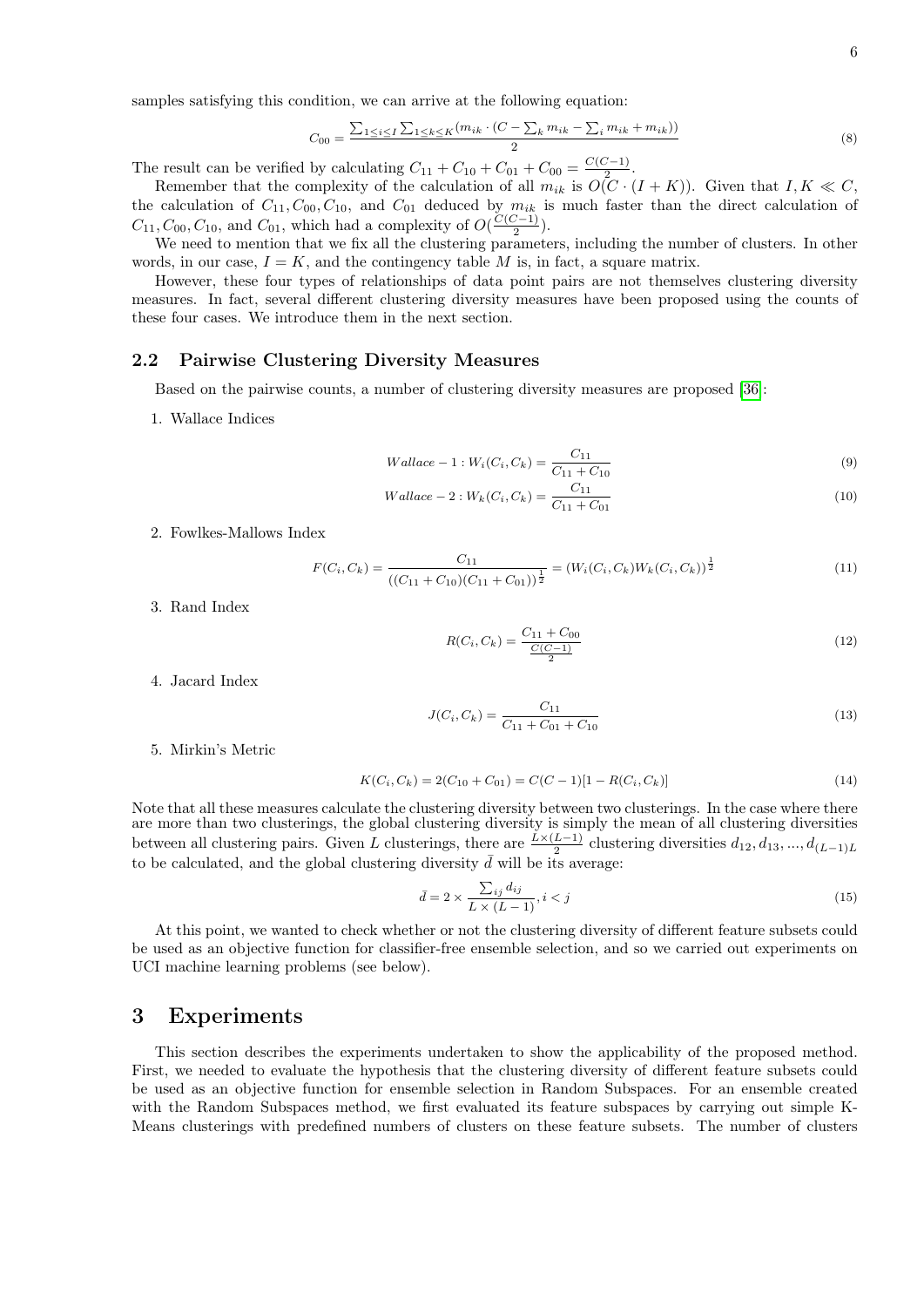samples satisfying this condition, we can arrive at the following equation:

$$C_{00} = \frac{\sum_{1 \le i \le I} \sum_{1 \le k \le K} (m_{ik} \cdot (C - \sum_k m_{ik} - \sum_i m_{ik} + m_{ik}))}{2} \tag{8}$$

The result can be verified by calculating $C_{11} + C_{10} + C_{01} + C_{00} = \frac{C(C-1)}{2}$.

Remember that the complexity of the calculation of all $m_{ik}$ is $O(C \cdot (I + K))$. Given that $I, K \ll C$, the calculation of $C_{11}, C_{00}, C_{10}$, and $C_{01}$ deduced by $m_{ik}$ is much faster than the direct calculation of $C_{11}, C_{00}, C_{10}$, and $C_{01}$, which had a complexity of $O(\frac{C(C-1)}{2})$.

We need to mention that we fix all the clustering parameters, including the number of clusters. In other words, in our case, $I = K$, and the contingency table $M$ is, in fact, a square matrix.

However, these four types of relationships of data point pairs are not themselves clustering diversity measures. In fact, several different clustering diversity measures have been proposed using the counts of these four cases. We introduce them in the next section.

## 2.2 Pairwise Clustering Diversity Measures

Based on the pairwise counts, a number of clustering diversity measures are proposed [36]:

1. Wallace Indices

$$Wallace-1 : W_i(C_i, C_k) = \frac{C_{11}}{C_{11} + C_{10}} \tag{9}$$

$$Wallace-2 : W_k(C_i, C_k) = \frac{C_{11}}{C_{11} + C_{01}} \tag{10}$$

2. Fowlkes-Mallows Index

$$F(C_i, C_k) = \frac{C_{11}}{((C_{11} + C_{10})(C_{11} + C_{01}))^{\frac{1}{2}}} = (W_i(C_i, C_k) W_k(C_i, C_k))^{\frac{1}{2}} \tag{11}$$

3. Rand Index

$$R(C_i, C_k) = \frac{C_{11} + C_{00}}{\frac{C(C-1)}{2}} \tag{12}$$

4. Jacard Index

$$J(C_i, C_k) = \frac{C_{11}}{C_{11} + C_{01} + C_{10}} \tag{13}$$

5. Mirkin's Metric

$$K(C_i, C_k) = 2(C_{10} + C_{01}) = C(C-1)[1 - R(C_i, C_k)] \tag{14}$$

Note that all these measures calculate the clustering diversity between two clusterings. In the case where there are more than two clusterings, the global clustering diversity is simply the mean of all clustering diversities between all clustering pairs. Given $L$ clusterings, there are $\frac{L \times (L-1)}{2}$ clustering diversities $d_{12}, d_{13}, ..., d_{(L-1)L}$ to be calculated, and the global clustering diversity $\bar{d}$ will be its average:

$$\bar{d} = 2 \times \frac{\sum_{ij} d_{ij}}{L \times (L-1)}, i < j \tag{15}$$

At this point, we wanted to check whether or not the clustering diversity of different feature subsets could be used as an objective function for classifier-free ensemble selection, and so we carried out experiments on UCI machine learning problems (see below).

# 3 Experiments

This section describes the experiments undertaken to show the applicability of the proposed method. First, we needed to evaluate the hypothesis that the clustering diversity of different feature subsets could be used as an objective function for ensemble selection in Random Subspaces. For an ensemble created with the Random Subspaces method, we first evaluated its feature subspaces by carrying out simple K-Means clusterings with predefined numbers of clusters on these feature subsets. The number of clusters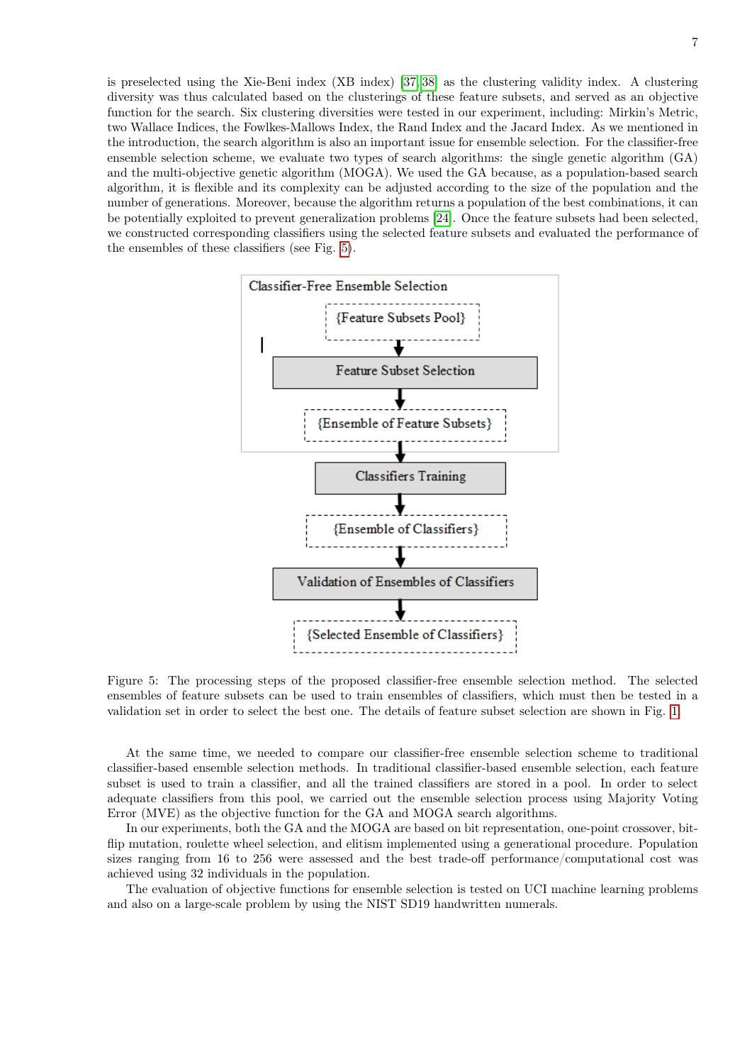is preselected using the Xie-Beni index (XB index) [37, 38] as the clustering validity index. A clustering diversity was thus calculated based on the clusterings of these feature subsets, and served as an objective function for the search. Six clustering diversities were tested in our experiment, including: Mirkin's Metric, two Wallace Indices, the Fowlkes-Mallows Index, the Rand Index and the Jacard Index. As we mentioned in the introduction, the search algorithm is also an important issue for ensemble selection. For the classifier-free ensemble selection scheme, we evaluate two types of search algorithms: the single genetic algorithm (GA) and the multi-objective genetic algorithm (MOGA). We used the GA because, as a population-based search algorithm, it is flexible and its complexity can be adjusted according to the size of the population and the number of generations. Moreover, because the algorithm returns a population of the best combinations, it can be potentially exploited to prevent generalization problems [24]. Once the feature subsets had been selected, we constructed corresponding classifiers using the selected feature subsets and evaluated the performance of the ensembles of these classifiers (see Fig. 5).

Classifier-Free Ensemble Selection

{Feature Subsets Pool}

Feature Subset Selection

{Ensemble of Feature Subsets}

Classifiers Training

{Ensemble of Classifiers}

Validation of Ensembles of Classifiers

{Selected Ensemble of Classifiers}

Figure 5: The processing steps of the proposed classifier-free ensemble selection method. The selected ensembles of feature subsets can be used to train ensembles of classifiers, which must then be tested in a validation set in order to select the best one. The details of feature subset selection are shown in Fig. 1

At the same time, we needed to compare our classifier-free ensemble selection scheme to traditional classifier-based ensemble selection methods. In traditional classifier-based ensemble selection, each feature subset is used to train a classifier, and all the trained classifiers are stored in a pool. In order to select adequate classifiers from this pool, we carried out the ensemble selection process using Majority Voting Error (MVE) as the objective function for the GA and MOGA search algorithms.

In our experiments, both the GA and the MOGA are based on bit representation, one-point crossover, bit-flip mutation, roulette wheel selection, and elitism implemented using a generational procedure. Population sizes ranging from 16 to 256 were assessed and the best trade-off performance/computational cost was achieved using 32 individuals in the population.

The evaluation of objective functions for ensemble selection is tested on UCI machine learning problems and also on a large-scale problem by using the NIST SD19 handwritten numerals.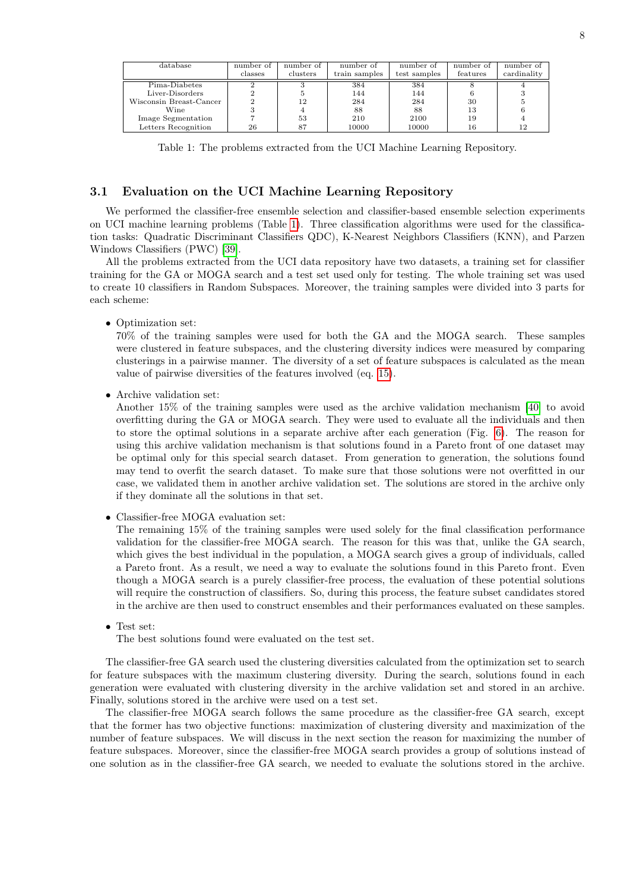| database | number of classes | number of clusters | number of train samples | number of test samples | number of features | number of cardinality |
|---|---|---|---|---|---|---|
| Pima-Diabetes | 2 | 3 | 384 | 384 | 8 | 4 |
| Liver-Disorders | 2 | 5 | 144 | 144 | 6 | 3 |
| Wisconsin Breast-Cancer | 2 | 12 | 284 | 284 | 30 | 5 |
| Wine | 3 | 4 | 88 | 88 | 13 | 6 |
| Image Segmentation | 7 | 53 | 210 | 2100 | 19 | 4 |
| Letters Recognition | 26 | 87 | 10000 | 10000 | 16 | 12 |

Table 1: The problems extracted from the UCI Machine Learning Repository.

### 3.1 Evaluation on the UCI Machine Learning Repository

We performed the classifier-free ensemble selection and classifier-based ensemble selection experiments on UCI machine learning problems (Table 1). Three classification algorithms were used for the classification tasks: Quadratic Discriminant Classifiers QDC), K-Nearest Neighbors Classifiers (KNN), and Parzen Windows Classifiers (PWC) [39].

All the problems extracted from the UCI data repository have two datasets, a training set for classifier training for the GA or MOGA search and a test set used only for testing. The whole training set was used to create 10 classifiers in Random Subspaces. Moreover, the training samples were divided into 3 parts for each scheme:

- Optimization set:
  70% of the training samples were used for both the GA and the MOGA search. These samples were clustered in feature subspaces, and the clustering diversity indices were measured by comparing clusterings in a pairwise manner. The diversity of a set of feature subspaces is calculated as the mean value of pairwise diversities of the features involved (eq. 15).

- Archive validation set:
  Another 15% of the training samples were used as the archive validation mechanism [40] to avoid overfitting during the GA or MOGA search. They were used to evaluate all the individuals and then to store the optimal solutions in a separate archive after each generation (Fig. 6). The reason for using this archive validation mechanism is that solutions found in a Pareto front of one dataset may be optimal only for this special search dataset. From generation to generation, the solutions found may tend to overfit the search dataset. To make sure that those solutions were not overfitted in our case, we validated them in another archive validation set. The solutions are stored in the archive only if they dominate all the solutions in that set.

- Classifier-free MOGA evaluation set:
  The remaining 15% of the training samples were used solely for the final classification performance validation for the classifier-free MOGA search. The reason for this was that, unlike the GA search, which gives the best individual in the population, a MOGA search gives a group of individuals, called a Pareto front. As a result, we need a way to evaluate the solutions found in this Pareto front. Even though a MOGA search is a purely classifier-free process, the evaluation of these potential solutions will require the construction of classifiers. So, during this process, the feature subset candidates stored in the archive are then used to construct ensembles and their performances evaluated on these samples.

- Test set:
  The best solutions found were evaluated on the test set.

The classifier-free GA search used the clustering diversities calculated from the optimization set to search for feature subspaces with the maximum clustering diversity. During the search, solutions found in each generation were evaluated with clustering diversity in the archive validation set and stored in an archive. Finally, solutions stored in the archive were used on a test set.

The classifier-free MOGA search follows the same procedure as the classifier-free GA search, except that the former has two objective functions: maximization of clustering diversity and maximization of the number of feature subspaces. We will discuss in the next section the reason for maximizing the number of feature subspaces. Moreover, since the classifier-free MOGA search provides a group of solutions instead of one solution as in the classifier-free GA search, we needed to evaluate the solutions stored in the archive.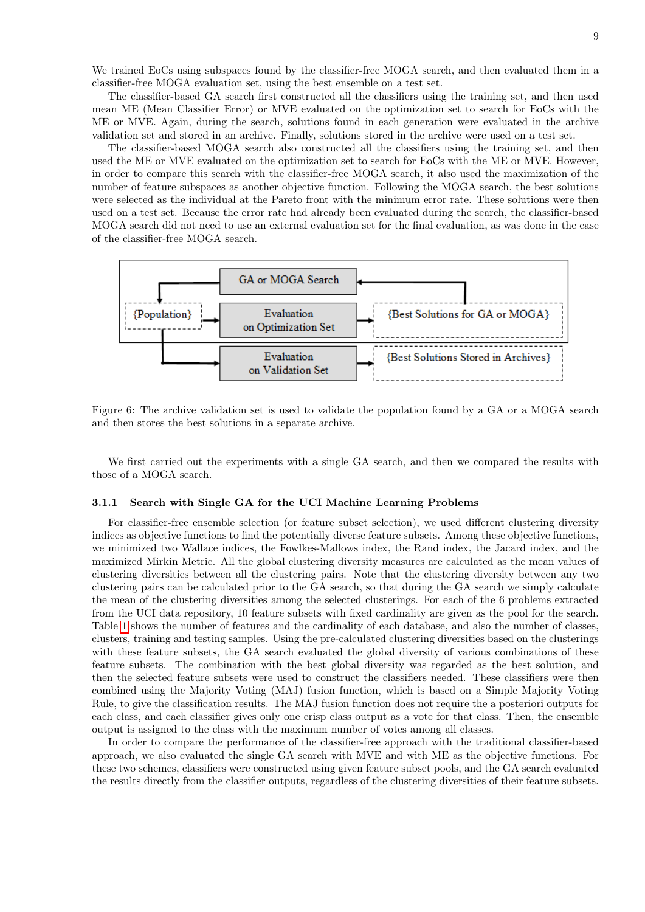We trained EoCs using subspaces found by the classifier-free MOGA search, and then evaluated them in a classifier-free MOGA evaluation set, using the best ensemble on a test set.

The classifier-based GA search first constructed all the classifiers using the training set, and then used mean ME (Mean Classifier Error) or MVE evaluated on the optimization set to search for EoCs with the ME or MVE. Again, during the search, solutions found in each generation were evaluated in the archive validation set and stored in an archive. Finally, solutions stored in the archive were used on a test set.

The classifier-based MOGA search also constructed all the classifiers using the training set, and then used the ME or MVE evaluated on the optimization set to search for EoCs with the ME or MVE. However, in order to compare this search with the classifier-free MOGA search, it also used the maximization of the number of feature subspaces as another objective function. Following the MOGA search, the best solutions were selected as the individual at the Pareto front with the minimum error rate. These solutions were then used on a test set. Because the error rate had already been evaluated during the search, the classifier-based MOGA search did not need to use an external evaluation set for the final evaluation, as was done in the case of the classifier-free MOGA search.

GA or MOGA Search

{Population}

Evaluation on Optimization Set

{Best Solutions for GA or MOGA}

Evaluation on Validation Set

{Best Solutions Stored in Archives}

Figure 6: The archive validation set is used to validate the population found by a GA or a MOGA search and then stores the best solutions in a separate archive.

We first carried out the experiments with a single GA search, and then we compared the results with those of a MOGA search.

### 3.1.1 Search with Single GA for the UCI Machine Learning Problems

For classifier-free ensemble selection (or feature subset selection), we used different clustering diversity indices as objective functions to find the potentially diverse feature subsets. Among these objective functions, we minimized two Wallace indices, the Fowlkes-Mallows index, the Rand index, the Jacard index, and the maximized Mirkin Metric. All the global clustering diversity measures are calculated as the mean values of clustering diversities between all the clustering pairs. Note that the clustering diversity between any two clustering pairs can be calculated prior to the GA search, so that during the GA search we simply calculate the mean of the clustering diversities among the selected clusterings. For each of the 6 problems extracted from the UCI data repository, 10 feature subsets with fixed cardinality are given as the pool for the search. Table 1 shows the number of features and the cardinality of each database, and also the number of classes, clusters, training and testing samples. Using the pre-calculated clustering diversities based on the clusterings with these feature subsets, the GA search evaluated the global diversity of various combinations of these feature subsets. The combination with the best global diversity was regarded as the best solution, and then the selected feature subsets were used to construct the classifiers needed. These classifiers were then combined using the Majority Voting (MAJ) fusion function, which is based on a Simple Majority Voting Rule, to give the classification results. The MAJ fusion function does not require the a posteriori outputs for each class, and each classifier gives only one crisp class output as a vote for that class. Then, the ensemble output is assigned to the class with the maximum number of votes among all classes.

In order to compare the performance of the classifier-free approach with the traditional classifier-based approach, we also evaluated the single GA search with MVE and with ME as the objective functions. For these two schemes, classifiers were constructed using given feature subset pools, and the GA search evaluated the results directly from the classifier outputs, regardless of the clustering diversities of their feature subsets.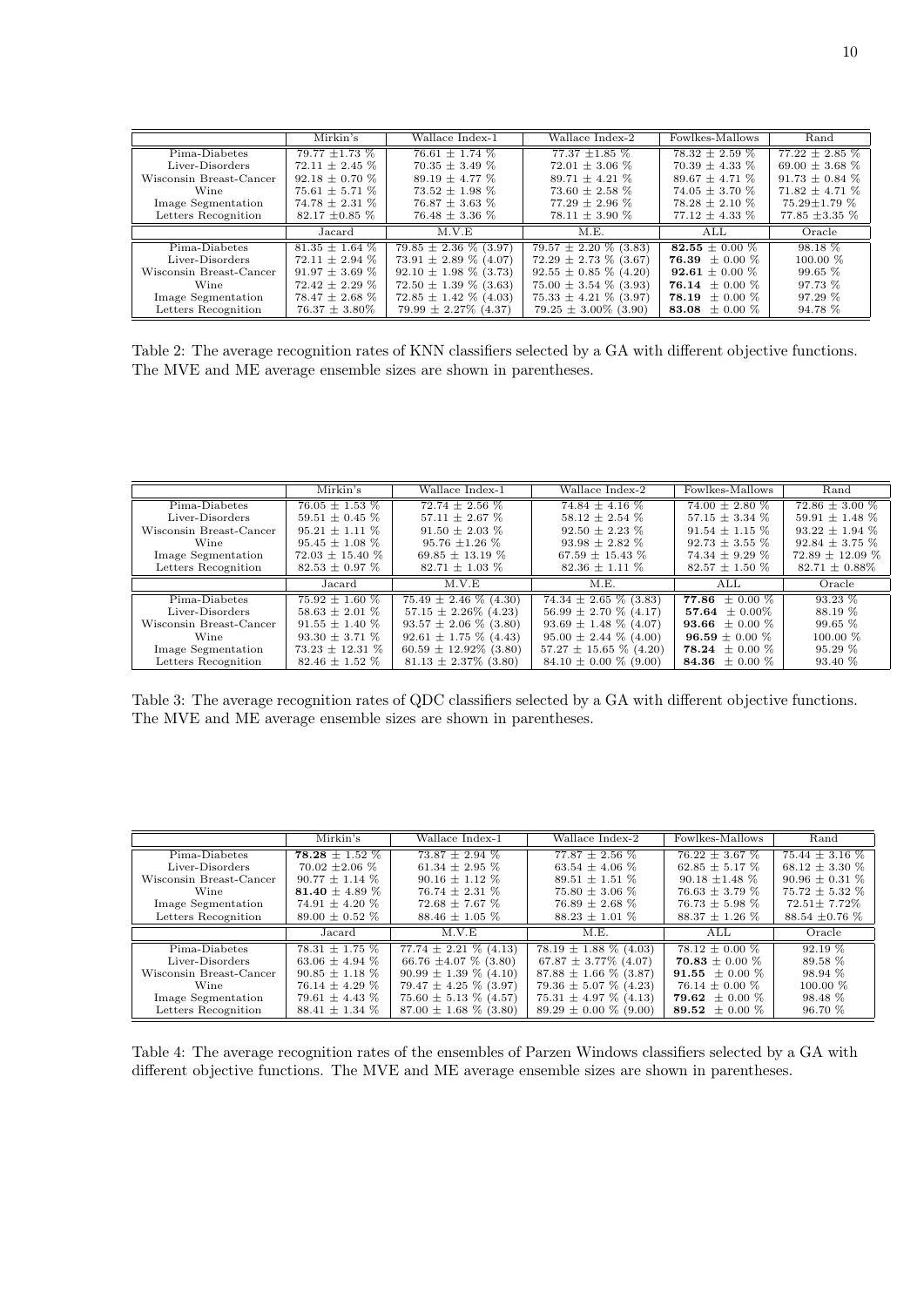|  | Mirkin's | Wallace Index-1 | Wallace Index-2 | Fowlkes-Mallows | Rand |
|---|---|---|---|---|---|
| Pima-Diabetes | 79.77 ±1.73 % | 76.61 ± 1.74 % | 77.37 ±1.85 % | 78.32 ± 2.59 % | 77.22 ± 2.85 % |
| Liver-Disorders | 72.11 ± 2.45 % | 70.35 ± 3.49 % | 72.01 ± 3.06 % | 70.39 ± 4.33 % | 69.00 ± 3.68 % |
| Wisconsin Breast-Cancer | 92.18 ± 0.70 % | 89.19 ± 4.77 % | 89.71 ± 4.21 % | 89.67 ± 4.71 % | 91.73 ± 0.84 % |
| Wine | 75.61 ± 5.71 % | 73.52 ± 1.98 % | 73.60 ± 2.58 % | 74.05 ± 3.70 % | 71.82 ± 4.71 % |
| Image Segmentation | 74.78 ± 2.31 % | 76.87 ± 3.63 % | 77.29 ± 2.96 % | 78.28 ± 2.10 % | 75.29±1.79 % |
| Letters Recognition | 82.17 ±0.85 % | 76.48 ± 3.36 % | 78.11 ± 3.90 % | 77.12 ± 4.33 % | 77.85 ±3.35 % |
|  | Jacard | M.V.E | M.E. | ALL | Oracle |
| Pima-Diabetes | 81.35 ± 1.64 % | 79.85 ± 2.36 % (3.97) | 79.57 ± 2.20 % (3.83) | **82.55** ± 0.00 % | 98.18 % |
| Liver-Disorders | 72.11 ± 2.94 % | 73.91 ± 2.89 % (4.07) | 72.29 ± 2.73 % (3.67) | **76.39** ± 0.00 % | 100.00 % |
| Wisconsin Breast-Cancer | 91.97 ± 3.69 % | 92.10 ± 1.98 % (3.73) | 92.55 ± 0.85 % (4.20) | **92.61** ± 0.00 % | 99.65 % |
| Wine | 72.42 ± 2.29 % | 72.50 ± 1.39 % (3.63) | 75.00 ± 3.54 % (3.93) | **76.14** ± 0.00 % | 97.73 % |
| Image Segmentation | 78.47 ± 2.68 % | 72.85 ± 1.42 % (4.03) | 75.33 ± 4.21 % (3.97) | **78.19** ± 0.00 % | 97.29 % |
| Letters Recognition | 76.37 ± 3.80% | 79.99 ± 2.27% (4.37) | 79.25 ± 3.00% (3.90) | **83.08** ± 0.00 % | 94.78 % |

Table 2: The average recognition rates of KNN classifiers selected by a GA with different objective functions. The MVE and ME average ensemble sizes are shown in parentheses.

|  | Mirkin's | Wallace Index-1 | Wallace Index-2 | Fowlkes-Mallows | Rand |
|---|---|---|---|---|---|
| Pima-Diabetes | 76.05 ± 1.53 % | 72.74 ± 2.56 % | 74.84 ± 4.16 % | 74.00 ± 2.80 % | 72.86 ± 3.00 % |
| Liver-Disorders | 59.51 ± 0.45 % | 57.11 ± 2.67 % | 58.12 ± 2.54 % | 57.15 ± 3.34 % | 59.91 ± 1.48 % |
| Wisconsin Breast-Cancer | 95.21 ± 1.11 % | 91.50 ± 2.03 % | 92.50 ± 2.23 % | 91.54 ± 1.15 % | 93.22 ± 1.94 % |
| Wine | 95.45 ± 1.08 % | 95.76 ±1.26 % | 93.98 ± 2.82 % | 92.73 ± 3.55 % | 92.84 ± 3.75 % |
| Image Segmentation | 72.03 ± 15.40 % | 69.85 ± 13.19 % | 67.59 ± 15.43 % | 74.34 ± 9.29 % | 72.89 ± 12.09 % |
| Letters Recognition | 82.53 ± 0.97 % | 82.71 ± 1.03 % | 82.36 ± 1.11 % | 82.57 ± 1.50 % | 82.71 ± 0.88% |
|  | Jacard | M.V.E | M.E. | ALL | Oracle |
| Pima-Diabetes | 75.92 ± 1.60 % | 75.49 ± 2.46 % (4.30) | 74.34 ± 2.65 % (3.83) | **77.86** ± 0.00 % | 93.23 % |
| Liver-Disorders | 58.63 ± 2.01 % | 57.15 ± 2.26% (4.23) | 56.99 ± 2.70 % (4.17) | **57.64** ± 0.00% | 88.19 % |
| Wisconsin Breast-Cancer | 91.55 ± 1.40 % | 93.57 ± 2.06 % (3.80) | 93.69 ± 1.48 % (4.07) | **93.66** ± 0.00 % | 99.65 % |
| Wine | 93.30 ± 3.71 % | 92.61 ± 1.75 % (4.43) | 95.00 ± 2.44 % (4.00) | **96.59** ± 0.00 % | 100.00 % |
| Image Segmentation | 73.23 ± 12.31 % | 60.59 ± 12.92% (3.80) | 57.27 ± 15.65 % (4.20) | **78.24** ± 0.00 % | 95.29 % |
| Letters Recognition | 82.46 ± 1.52 % | 81.13 ± 2.37% (3.80) | 84.10 ± 0.00 % (9.00) | **84.36** ± 0.00 % | 93.40 % |

Table 3: The average recognition rates of QDC classifiers selected by a GA with different objective functions. The MVE and ME average ensemble sizes are shown in parentheses.

|  | Mirkin's | Wallace Index-1 | Wallace Index-2 | Fowlkes-Mallows | Rand |
|---|---|---|---|---|---|
| Pima-Diabetes | **78.28** ± 1.52 % | 73.87 ± 2.94 % | 77.87 ± 2.56 % | 76.22 ± 3.67 % | 75.44 ± 3.16 % |
| Liver-Disorders | 70.02 ±2.06 % | 61.34 ± 2.95 % | 63.54 ± 4.06 % | 62.85 ± 5.17 % | 68.12 ± 3.30 % |
| Wisconsin Breast-Cancer | 90.77 ± 1.14 % | 90.16 ± 1.12 % | 89.51 ± 1.51 % | 90.18 ±1.48 % | 90.96 ± 0.31 % |
| Wine | **81.40** ± 4.89 % | 76.74 ± 2.31 % | 75.80 ± 3.06 % | 76.63 ± 3.79 % | 75.72 ± 5.32 % |
| Image Segmentation | 74.91 ± 4.20 % | 72.68 ± 7.67 % | 76.89 ± 2.68 % | 76.73 ± 5.98 % | 72.51± 7.72% |
| Letters Recognition | 89.00 ± 0.52 % | 88.46 ± 1.05 % | 88.23 ± 1.01 % | 88.37 ± 1.26 % | 88.54 ±0.76 % |
|  | Jacard | M.V.E | M.E. | ALL | Oracle |
| Pima-Diabetes | 78.31 ± 1.75 % | 77.74 ± 2.21 % (4.13) | 78.19 ± 1.88 % (4.03) | 78.12 ± 0.00 % | 92.19 % |
| Liver-Disorders | 63.06 ± 4.94 % | 66.76 ±4.07 % (3.80) | 67.87 ± 3.77% (4.07) | **70.83** ± 0.00 % | 89.58 % |
| Wisconsin Breast-Cancer | 90.85 ± 1.18 % | 90.99 ± 1.39 % (4.10) | 87.88 ± 1.66 % (3.87) | **91.55** ± 0.00 % | 98.94 % |
| Wine | 76.14 ± 4.29 % | 79.47 ± 4.25 % (3.97) | 79.36 ± 5.07 % (4.23) | 76.14 ± 0.00 % | 100.00 % |
| Image Segmentation | 79.61 ± 4.43 % | 75.60 ± 5.13 % (4.57) | 75.31 ± 4.97 % (4.13) | **79.62** ± 0.00 % | 98.48 % |
| Letters Recognition | 88.41 ± 1.34 % | 87.00 ± 1.68 % (3.80) | 89.29 ± 0.00 % (9.00) | **89.52** ± 0.00 % | 96.70 % |

Table 4: The average recognition rates of the ensembles of Parzen Windows classifiers selected by a GA with different objective functions. The MVE and ME average ensemble sizes are shown in parentheses.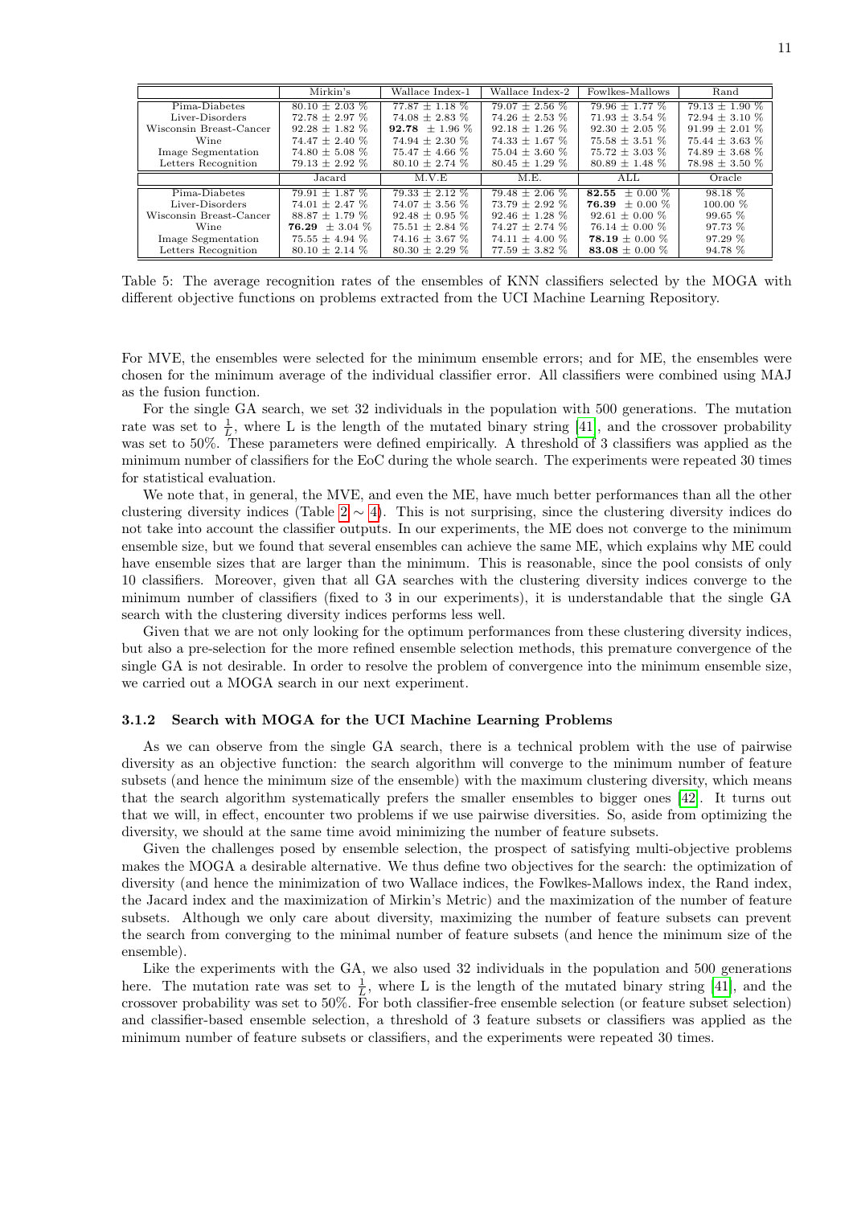| | Mirkin's | Wallace Index-1 | Wallace Index-2 | Fowlkes-Mallows | Rand |
|---|---|---|---|---|---|
| Pima-Diabetes | 80.10 ± 2.03 % | 77.87 ± 1.18 % | 79.07 ± 2.56 % | 79.96 ± 1.77 % | 79.13 ± 1.90 % |
| Liver-Disorders | 72.78 ± 2.97 % | 74.08 ± 2.83 % | 74.26 ± 2.53 % | 71.93 ± 3.54 % | 72.94 ± 3.10 % |
| Wisconsin Breast-Cancer | 92.28 ± 1.82 % | **92.78** ± 1.96 % | 92.18 ± 1.26 % | 92.30 ± 2.05 % | 91.99 ± 2.01 % |
| Wine | 74.47 ± 2.40 % | 74.94 ± 2.30 % | 74.33 ± 1.67 % | 75.58 ± 3.51 % | 75.44 ± 3.63 % |
| Image Segmentation | 74.80 ± 5.08 % | 75.47 ± 4.66 % | 75.04 ± 3.60 % | 75.72 ± 3.03 % | 74.89 ± 3.68 % |
| Letters Recognition | 79.13 ± 2.92 % | 80.10 ± 2.74 % | 80.45 ± 1.29 % | 80.89 ± 1.48 % | 78.98 ± 3.50 % |
| | **Jacard** | **M.V.E** | **M.E.** | **ALL** | **Oracle** |
| Pima-Diabetes | 79.91 ± 1.87 % | 79.33 ± 2.12 % | 79.48 ± 2.06 % | **82.55** ± 0.00 % | 98.18 % |
| Liver-Disorders | 74.01 ± 2.47 % | 74.07 ± 3.56 % | 73.79 ± 2.92 % | **76.39** ± 0.00 % | 100.00 % |
| Wisconsin Breast-Cancer | 88.87 ± 1.79 % | 92.48 ± 0.95 % | 92.46 ± 1.28 % | 92.61 ± 0.00 % | 99.65 % |
| Wine | **76.29** ± 3.04 % | 75.51 ± 2.84 % | 74.27 ± 2.74 % | 76.14 ± 0.00 % | 97.73 % |
| Image Segmentation | 75.55 ± 4.94 % | 74.16 ± 3.67 % | 74.11 ± 4.00 % | **78.19** ± 0.00 % | 97.29 % |
| Letters Recognition | 80.10 ± 2.14 % | 80.30 ± 2.29 % | 77.59 ± 3.82 % | **83.08** ± 0.00 % | 94.78 % |

Table 5: The average recognition rates of the ensembles of KNN classifiers selected by the MOGA with different objective functions on problems extracted from the UCI Machine Learning Repository.

For MVE, the ensembles were selected for the minimum ensemble errors; and for ME, the ensembles were chosen for the minimum average of the individual classifier error. All classifiers were combined using MAJ as the fusion function.

For the single GA search, we set 32 individuals in the population with 500 generations. The mutation rate was set to $\frac{1}{L}$, where L is the length of the mutated binary string [41], and the crossover probability was set to 50%. These parameters were defined empirically. A threshold of 3 classifiers was applied as the minimum number of classifiers for the EoC during the whole search. The experiments were repeated 30 times for statistical evaluation.

We note that, in general, the MVE, and even the ME, have much better performances than all the other clustering diversity indices (Table 2 $\sim$ 4). This is not surprising, since the clustering diversity indices do not take into account the classifier outputs. In our experiments, the ME does not converge to the minimum ensemble size, but we found that several ensembles can achieve the same ME, which explains why ME could have ensemble sizes that are larger than the minimum. This is reasonable, since the pool consists of only 10 classifiers. Moreover, given that all GA searches with the clustering diversity indices converge to the minimum number of classifiers (fixed to 3 in our experiments), it is understandable that the single GA search with the clustering diversity indices performs less well.

Given that we are not only looking for the optimum performances from these clustering diversity indices, but also a pre-selection for the more refined ensemble selection methods, this premature convergence of the single GA is not desirable. In order to resolve the problem of convergence into the minimum ensemble size, we carried out a MOGA search in our next experiment.

### 3.1.2 Search with MOGA for the UCI Machine Learning Problems

As we can observe from the single GA search, there is a technical problem with the use of pairwise diversity as an objective function: the search algorithm will converge to the minimum number of feature subsets (and hence the minimum size of the ensemble) with the maximum clustering diversity, which means that the search algorithm systematically prefers the smaller ensembles to bigger ones [42]. It turns out that we will, in effect, encounter two problems if we use pairwise diversities. So, aside from optimizing the diversity, we should at the same time avoid minimizing the number of feature subsets.

Given the challenges posed by ensemble selection, the prospect of satisfying multi-objective problems makes the MOGA a desirable alternative. We thus define two objectives for the search: the optimization of diversity (and hence the minimization of two Wallace indices, the Fowlkes-Mallows index, the Rand index, the Jacard index and the maximization of Mirkin's Metric) and the maximization of the number of feature subsets. Although we only care about diversity, maximizing the number of feature subsets can prevent the search from converging to the minimal number of feature subsets (and hence the minimum size of the ensemble).

Like the experiments with the GA, we also used 32 individuals in the population and 500 generations here. The mutation rate was set to $\frac{1}{L}$, where L is the length of the mutated binary string [41], and the crossover probability was set to 50%. For both classifier-free ensemble selection (or feature subset selection) and classifier-based ensemble selection, a threshold of 3 feature subsets or classifiers was applied as the minimum number of feature subsets or classifiers, and the experiments were repeated 30 times.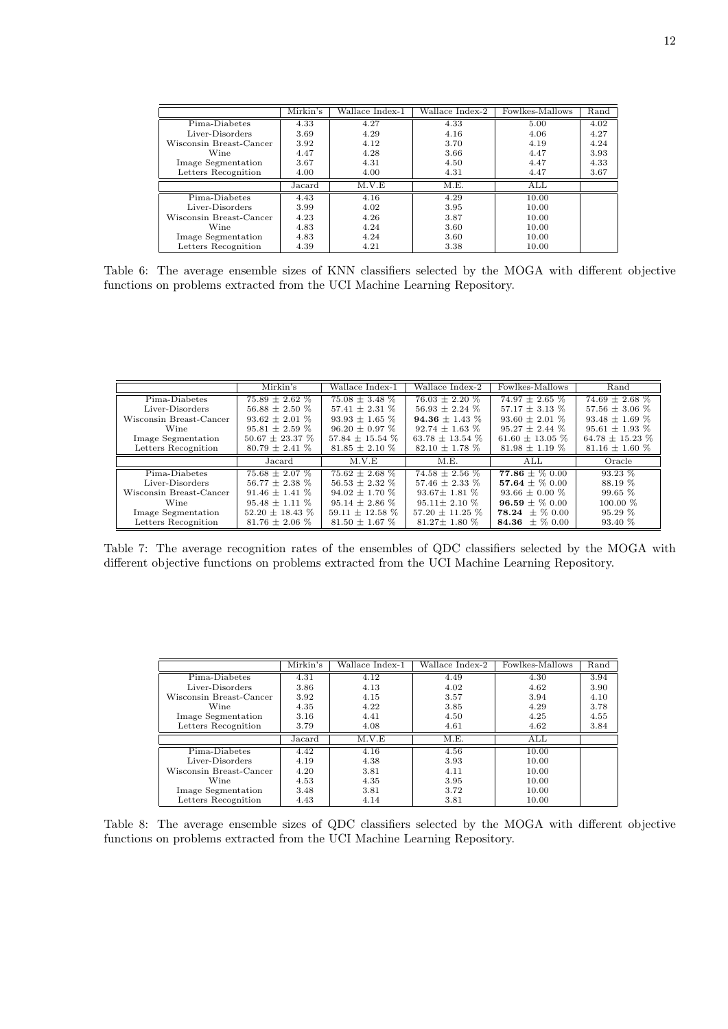| | Mirkin's | Wallace Index-1 | Wallace Index-2 | Fowlkes-Mallows | Rand |
|---|---|---|---|---|---|
| Pima-Diabetes | 4.33 | 4.27 | 4.33 | 5.00 | 4.02 |
| Liver-Disorders | 3.69 | 4.29 | 4.16 | 4.06 | 4.27 |
| Wisconsin Breast-Cancer | 3.92 | 4.12 | 3.70 | 4.19 | 4.24 |
| Wine | 4.47 | 4.28 | 3.66 | 4.47 | 3.93 |
| Image Segmentation | 3.67 | 4.31 | 4.50 | 4.47 | 4.33 |
| Letters Recognition | 4.00 | 4.00 | 4.31 | 4.47 | 3.67 |
| | Jacard | M.V.E | M.E. | ALL | |
| Pima-Diabetes | 4.43 | 4.16 | 4.29 | 10.00 | |
| Liver-Disorders | 3.99 | 4.02 | 3.95 | 10.00 | |
| Wisconsin Breast-Cancer | 4.23 | 4.26 | 3.87 | 10.00 | |
| Wine | 4.83 | 4.24 | 3.60 | 10.00 | |
| Image Segmentation | 4.83 | 4.24 | 3.60 | 10.00 | |
| Letters Recognition | 4.39 | 4.21 | 3.38 | 10.00 | |

Table 6: The average ensemble sizes of KNN classifiers selected by the MOGA with different objective functions on problems extracted from the UCI Machine Learning Repository.

| | Mirkin's | Wallace Index-1 | Wallace Index-2 | Fowlkes-Mallows | Rand |
|---|---|---|---|---|---|
| Pima-Diabetes | 75.89 ± 2.62 % | 75.08 ± 3.48 % | 76.03 ± 2.20 % | 74.97 ± 2.65 % | 74.69 ± 2.68 % |
| Liver-Disorders | 56.88 ± 2.50 % | 57.41 ± 2.31 % | 56.93 ± 2.24 % | 57.17 ± 3.13 % | 57.56 ± 3.06 % |
| Wisconsin Breast-Cancer | 93.62 ± 2.01 % | 93.93 ± 1.65 % | **94.36** ± 1.43 % | 93.60 ± 2.01 % | 93.48 ± 1.69 % |
| Wine | 95.81 ± 2.59 % | 96.20 ± 0.97 % | 92.74 ± 1.63 % | 95.27 ± 2.44 % | 95.61 ± 1.93 % |
| Image Segmentation | 50.67 ± 23.37 % | 57.84 ± 15.54 % | 63.78 ± 13.54 % | 61.60 ± 13.05 % | 64.78 ± 15.23 % |
| Letters Recognition | 80.79 ± 2.41 % | 81.85 ± 2.10 % | 82.10 ± 1.78 % | 81.98 ± 1.19 % | 81.16 ± 1.60 % |
| | Jacard | M.V.E | M.E. | ALL | Oracle |
| Pima-Diabetes | 75.68 ± 2.07 % | 75.62 ± 2.68 % | 74.58 ± 2.56 % | **77.86** ± % 0.00 | 93.23 % |
| Liver-Disorders | 56.77 ± 2.38 % | 56.53 ± 2.32 % | 57.46 ± 2.33 % | **57.64** ± % 0.00 | 88.19 % |
| Wisconsin Breast-Cancer | 91.46 ± 1.41 % | 94.02 ± 1.70 % | 93.67± 1.81 % | 93.66 ± 0.00 % | 99.65 % |
| Wine | 95.48 ± 1.11 % | 95.14 ± 2.86 % | 95.11± 2.10 % | **96.59** ± % 0.00 | 100.00 % |
| Image Segmentation | 52.20 ± 18.43 % | 59.11 ± 12.58 % | 57.20 ± 11.25 % | **78.24** ± % 0.00 | 95.29 % |
| Letters Recognition | 81.76 ± 2.06 % | 81.50 ± 1.67 % | 81.27± 1.80 % | **84.36** ± % 0.00 | 93.40 % |

Table 7: The average recognition rates of the ensembles of QDC classifiers selected by the MOGA with different objective functions on problems extracted from the UCI Machine Learning Repository.

| | Mirkin's | Wallace Index-1 | Wallace Index-2 | Fowlkes-Mallows | Rand |
|---|---|---|---|---|---|
| Pima-Diabetes | 4.31 | 4.12 | 4.49 | 4.30 | 3.94 |
| Liver-Disorders | 3.86 | 4.13 | 4.02 | 4.62 | 3.90 |
| Wisconsin Breast-Cancer | 3.92 | 4.15 | 3.57 | 3.94 | 4.10 |
| Wine | 4.35 | 4.22 | 3.85 | 4.29 | 3.78 |
| Image Segmentation | 3.16 | 4.41 | 4.50 | 4.25 | 4.55 |
| Letters Recognition | 3.79 | 4.08 | 4.61 | 4.62 | 3.84 |
| | Jacard | M.V.E | M.E. | ALL | |
| Pima-Diabetes | 4.42 | 4.16 | 4.56 | 10.00 | |
| Liver-Disorders | 4.19 | 4.38 | 3.93 | 10.00 | |
| Wisconsin Breast-Cancer | 4.20 | 3.81 | 4.11 | 10.00 | |
| Wine | 4.53 | 4.35 | 3.95 | 10.00 | |
| Image Segmentation | 3.48 | 3.81 | 3.72 | 10.00 | |
| Letters Recognition | 4.43 | 4.14 | 3.81 | 10.00 | |

Table 8: The average ensemble sizes of QDC classifiers selected by the MOGA with different objective functions on problems extracted from the UCI Machine Learning Repository.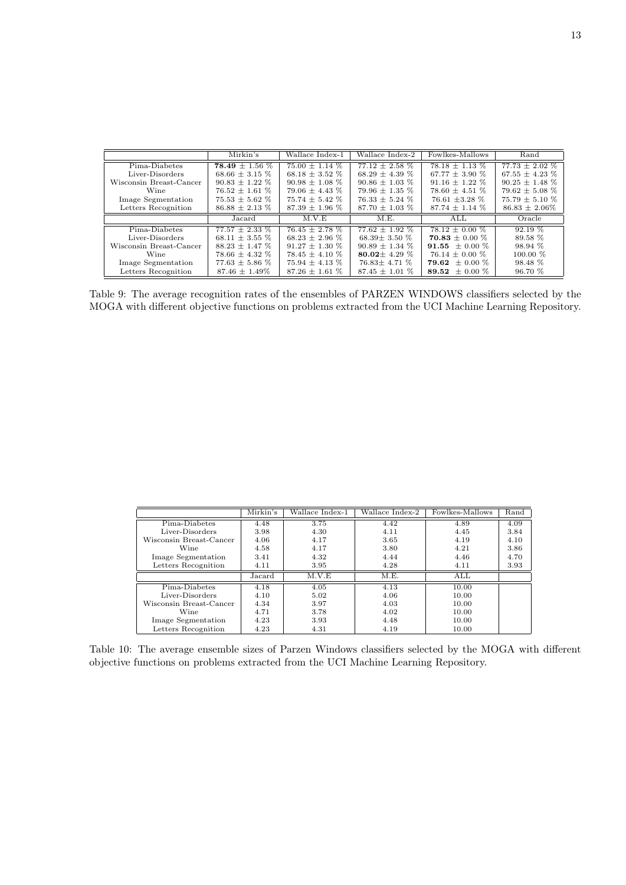|  | Mirkin's | Wallace Index-1 | Wallace Index-2 | Fowlkes-Mallows | Rand |
|---|---|---|---|---|---|
| Pima-Diabetes | **78.49** ± 1.56 % | 75.00 ± 1.14 % | 77.12 ± 2.58 % | 78.18 ± 1.13 % | 77.73 ± 2.02 % |
| Liver-Disorders | 68.66 ± 3.15 % | 68.18 ± 3.52 % | 68.29 ± 4.39 % | 67.77 ± 3.90 % | 67.55 ± 4.23 % |
| Wisconsin Breast-Cancer | 90.83 ± 1.22 % | 90.98 ± 1.08 % | 90.86 ± 1.03 % | 91.16 ± 1.22 % | 90.25 ± 1.48 % |
| Wine | 76.52 ± 1.61 % | 79.06 ± 4.43 % | 79.96 ± 1.35 % | 78.60 ± 4.51 % | 79.62 ± 5.08 % |
| Image Segmentation | 75.53 ± 5.62 % | 75.74 ± 5.42 % | 76.33 ± 5.24 % | 76.61 ±3.28 % | 75.79 ± 5.10 % |
| Letters Recognition | 86.88 ± 2.13 % | 87.39 ± 1.96 % | 87.70 ± 1.03 % | 87.74 ± 1.14 % | 86.83 ± 2.06% |
|  | Jacard | M.V.E | M.E. | ALL | Oracle |
| Pima-Diabetes | 77.57 ± 2.33 % | 76.45 ± 2.78 % | 77.62 ± 1.92 % | 78.12 ± 0.00 % | 92.19 % |
| Liver-Disorders | 68.11 ± 3.55 % | 68.23 ± 2.96 % | 68.39± 3.50 % | **70.83** ± 0.00 % | 89.58 % |
| Wisconsin Breast-Cancer | 88.23 ± 1.47 % | 91.27 ± 1.30 % | 90.89 ± 1.34 % | **91.55** ± 0.00 % | 98.94 % |
| Wine | 78.66 ± 4.32 % | 78.45 ± 4.10 % | **80.02**± 4.29 % | 76.14 ± 0.00 % | 100.00 % |
| Image Segmentation | 77.63 ± 5.86 % | 75.94 ± 4.13 % | 76.83± 4.71 % | **79.62** ± 0.00 % | 98.48 % |
| Letters Recognition | 87.46 ± 1.49% | 87.26 ± 1.61 % | 87.45 ± 1.01 % | **89.52** ± 0.00 % | 96.70 % |

Table 9: The average recognition rates of the ensembles of PARZEN WINDOWS classifiers selected by the MOGA with different objective functions on problems extracted from the UCI Machine Learning Repository.

|  | Mirkin's | Wallace Index-1 | Wallace Index-2 | Fowlkes-Mallows | Rand |
|---|---|---|---|---|---|
| Pima-Diabetes | 4.48 | 3.75 | 4.42 | 4.89 | 4.09 |
| Liver-Disorders | 3.98 | 4.30 | 4.11 | 4.45 | 3.84 |
| Wisconsin Breast-Cancer | 4.06 | 4.17 | 3.65 | 4.19 | 4.10 |
| Wine | 4.58 | 4.17 | 3.80 | 4.21 | 3.86 |
| Image Segmentation | 3.41 | 4.32 | 4.44 | 4.46 | 4.70 |
| Letters Recognition | 4.11 | 3.95 | 4.28 | 4.11 | 3.93 |
|  | Jacard | M.V.E | M.E. | ALL |  |
| Pima-Diabetes | 4.18 | 4.05 | 4.13 | 10.00 |  |
| Liver-Disorders | 4.10 | 5.02 | 4.06 | 10.00 |  |
| Wisconsin Breast-Cancer | 4.34 | 3.97 | 4.03 | 10.00 |  |
| Wine | 4.71 | 3.78 | 4.02 | 10.00 |  |
| Image Segmentation | 4.23 | 3.93 | 4.48 | 10.00 |  |
| Letters Recognition | 4.23 | 4.31 | 4.19 | 10.00 |  |

Table 10: The average ensemble sizes of Parzen Windows classifiers selected by the MOGA with different objective functions on problems extracted from the UCI Machine Learning Repository.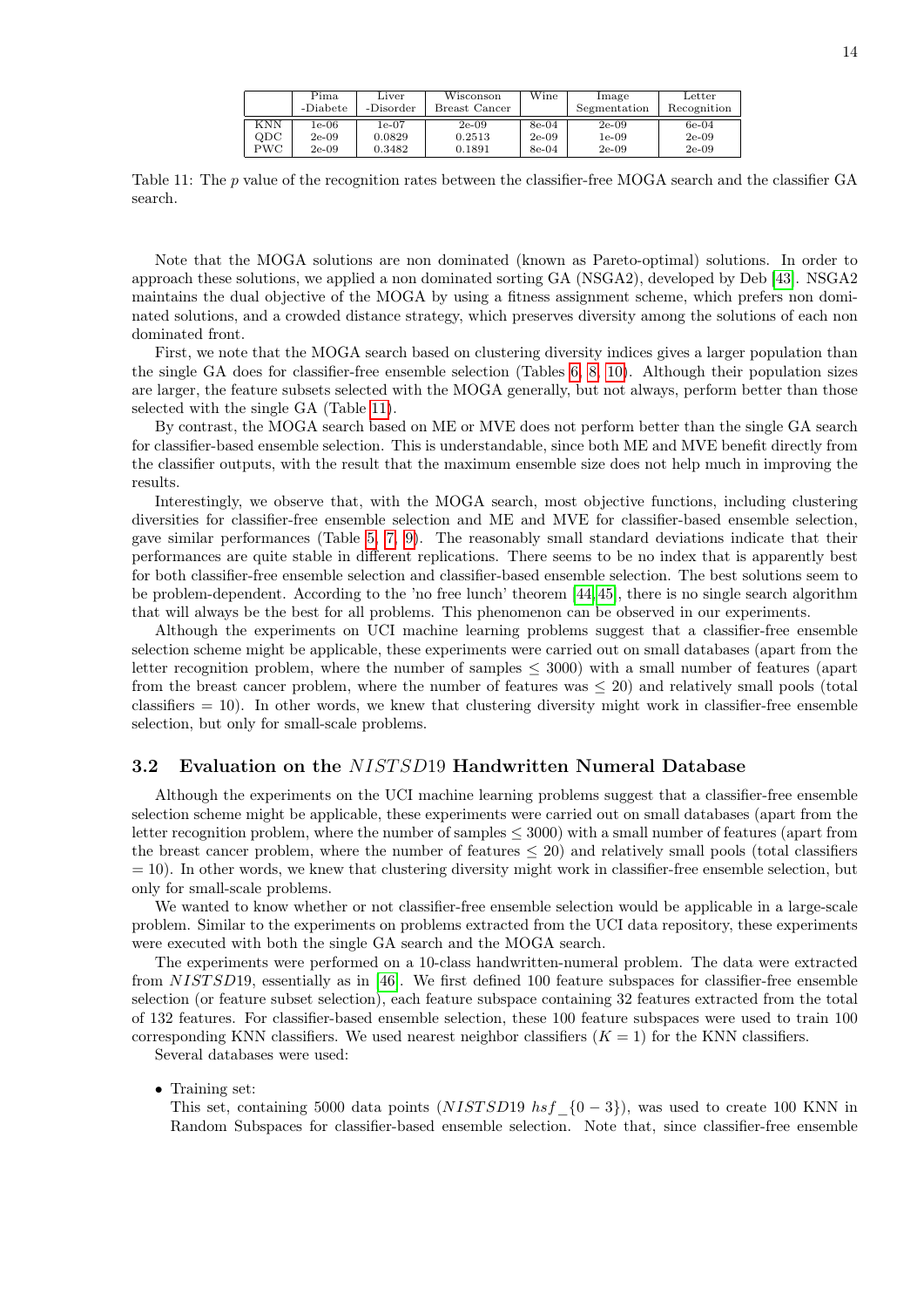| | Pima -Diabete | Liver -Disorder | Wisconson Breast Cancer | Wine | Image Segmentation | Letter Recognition |
|---|---|---|---|---|---|---|
| KNN | 1e-06 | 1e-07 | 2e-09 | 8e-04 | 2e-09 | 6e-04 |
| QDC | 2e-09 | 0.0829 | 0.2513 | 2e-09 | 1e-09 | 2e-09 |
| PWC | 2e-09 | 0.3482 | 0.1891 | 8e-04 | 2e-09 | 2e-09 |

Table 11: The $p$ value of the recognition rates between the classifier-free MOGA search and the classifier GA search.

Note that the MOGA solutions are non dominated (known as Pareto-optimal) solutions. In order to approach these solutions, we applied a non dominated sorting GA (NSGA2), developed by Deb [43]. NSGA2 maintains the dual objective of the MOGA by using a fitness assignment scheme, which prefers non dominated solutions, and a crowded distance strategy, which preserves diversity among the solutions of each non dominated front.

First, we note that the MOGA search based on clustering diversity indices gives a larger population than the single GA does for classifier-free ensemble selection (Tables 6, 8, 10). Although their population sizes are larger, the feature subsets selected with the MOGA generally, but not always, perform better than those selected with the single GA (Table 11).

By contrast, the MOGA search based on ME or MVE does not perform better than the single GA search for classifier-based ensemble selection. This is understandable, since both ME and MVE benefit directly from the classifier outputs, with the result that the maximum ensemble size does not help much in improving the results.

Interestingly, we observe that, with the MOGA search, most objective functions, including clustering diversities for classifier-free ensemble selection and ME and MVE for classifier-based ensemble selection, gave similar performances (Table 5, 7, 9). The reasonably small standard deviations indicate that their performances are quite stable in different replications. There seems to be no index that is apparently best for both classifier-free ensemble selection and classifier-based ensemble selection. The best solutions seem to be problem-dependent. According to the 'no free lunch' theorem [44,45], there is no single search algorithm that will always be the best for all problems. This phenomenon can be observed in our experiments.

Although the experiments on UCI machine learning problems suggest that a classifier-free ensemble selection scheme might be applicable, these experiments were carried out on small databases (apart from the letter recognition problem, where the number of samples $\leq 3000$) with a small number of features (apart from the breast cancer problem, where the number of features was $\leq 20$) and relatively small pools (total classifiers $= 10$). In other words, we knew that clustering diversity might work in classifier-free ensemble selection, but only for small-scale problems.

## 3.2 Evaluation on the $NISTSD19$ Handwritten Numeral Database

Although the experiments on the UCI machine learning problems suggest that a classifier-free ensemble selection scheme might be applicable, these experiments were carried out on small databases (apart from the letter recognition problem, where the number of samples $\leq 3000$) with a small number of features (apart from the breast cancer problem, where the number of features $\leq 20$) and relatively small pools (total classifiers $= 10$). In other words, we knew that clustering diversity might work in classifier-free ensemble selection, but only for small-scale problems.

We wanted to know whether or not classifier-free ensemble selection would be applicable in a large-scale problem. Similar to the experiments on problems extracted from the UCI data repository, these experiments were executed with both the single GA search and the MOGA search.

The experiments were performed on a 10-class handwritten-numeral problem. The data were extracted from $NISTSD19$, essentially as in [46]. We first defined 100 feature subspaces for classifier-free ensemble selection (or feature subset selection), each feature subspace containing 32 features extracted from the total of 132 features. For classifier-based ensemble selection, these 100 feature subspaces were used to train 100 corresponding KNN classifiers. We used nearest neighbor classifiers ($K = 1$) for the KNN classifiers.

Several databases were used:

- Training set:
  This set, containing 5000 data points ($NISTSD19$ $hsf\_\{0-3\}$), was used to create 100 KNN in Random Subspaces for classifier-based ensemble selection. Note that, since classifier-free ensemble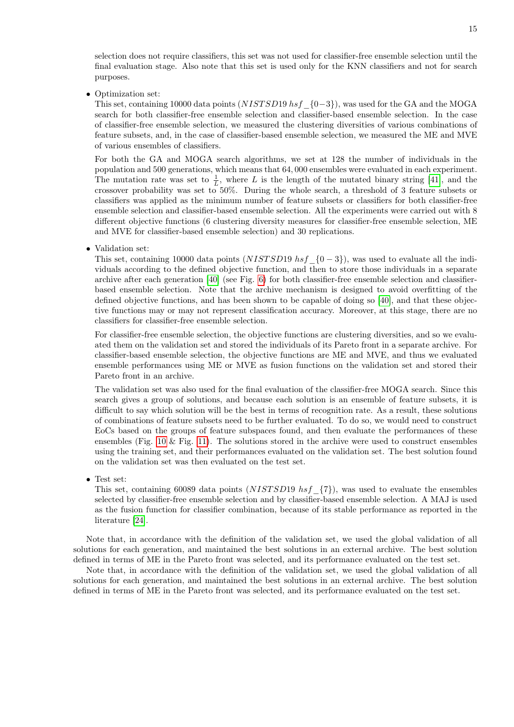selection does not require classifiers, this set was not used for classifier-free ensemble selection until the final evaluation stage. Also note that this set is used only for the KNN classifiers and not for search purposes.

- Optimization set:
  This set, containing 10000 data points ($NISTSD19\ hsf\_\{0-3\}$), was used for the GA and the MOGA search for both classifier-free ensemble selection and classifier-based ensemble selection. In the case of classifier-free ensemble selection, we measured the clustering diversities of various combinations of feature subsets, and, in the case of classifier-based ensemble selection, we measured the ME and MVE of various ensembles of classifiers.

  For both the GA and MOGA search algorithms, we set at 128 the number of individuals in the population and 500 generations, which means that 64,000 ensembles were evaluated in each experiment. The mutation rate was set to $\frac{1}{L}$, where $L$ is the length of the mutated binary string [41], and the crossover probability was set to 50%. During the whole search, a threshold of 3 feature subsets or classifiers was applied as the minimum number of feature subsets or classifiers for both classifier-free ensemble selection and classifier-based ensemble selection. All the experiments were carried out with 8 different objective functions (6 clustering diversity measures for classifier-free ensemble selection, ME and MVE for classifier-based ensemble selection) and 30 replications.

- Validation set:
  This set, containing 10000 data points ($NISTSD19\ hsf\_\{0-3\}$), was used to evaluate all the individuals according to the defined objective function, and then to store those individuals in a separate archive after each generation [40] (see Fig. 6) for both classifier-free ensemble selection and classifier-based ensemble selection. Note that the archive mechanism is designed to avoid overfitting of the defined objective functions, and has been shown to be capable of doing so [40], and that these objective functions may or may not represent classification accuracy. Moreover, at this stage, there are no classifiers for classifier-free ensemble selection.

  For classifier-free ensemble selection, the objective functions are clustering diversities, and so we evaluated them on the validation set and stored the individuals of its Pareto front in a separate archive. For classifier-based ensemble selection, the objective functions are ME and MVE, and thus we evaluated ensemble performances using ME or MVE as fusion functions on the validation set and stored their Pareto front in an archive.

  The validation set was also used for the final evaluation of the classifier-free MOGA search. Since this search gives a group of solutions, and because each solution is an ensemble of feature subsets, it is difficult to say which solution will be the best in terms of recognition rate. As a result, these solutions of combinations of feature subsets need to be further evaluated. To do so, we would need to construct EoCs based on the groups of feature subspaces found, and then evaluate the performances of these ensembles (Fig. 10 & Fig. 11). The solutions stored in the archive were used to construct ensembles using the training set, and their performances evaluated on the validation set. The best solution found on the validation set was then evaluated on the test set.

- Test set:
  This set, containing 60089 data points ($NISTSD19\ hsf\_\{7\}$), was used to evaluate the ensembles selected by classifier-free ensemble selection and by classifier-based ensemble selection. A MAJ is used as the fusion function for classifier combination, because of its stable performance as reported in the literature [24].

Note that, in accordance with the definition of the validation set, we used the global validation of all solutions for each generation, and maintained the best solutions in an external archive. The best solution defined in terms of ME in the Pareto front was selected, and its performance evaluated on the test set.

Note that, in accordance with the definition of the validation set, we used the global validation of all solutions for each generation, and maintained the best solutions in an external archive. The best solution defined in terms of ME in the Pareto front was selected, and its performance evaluated on the test set.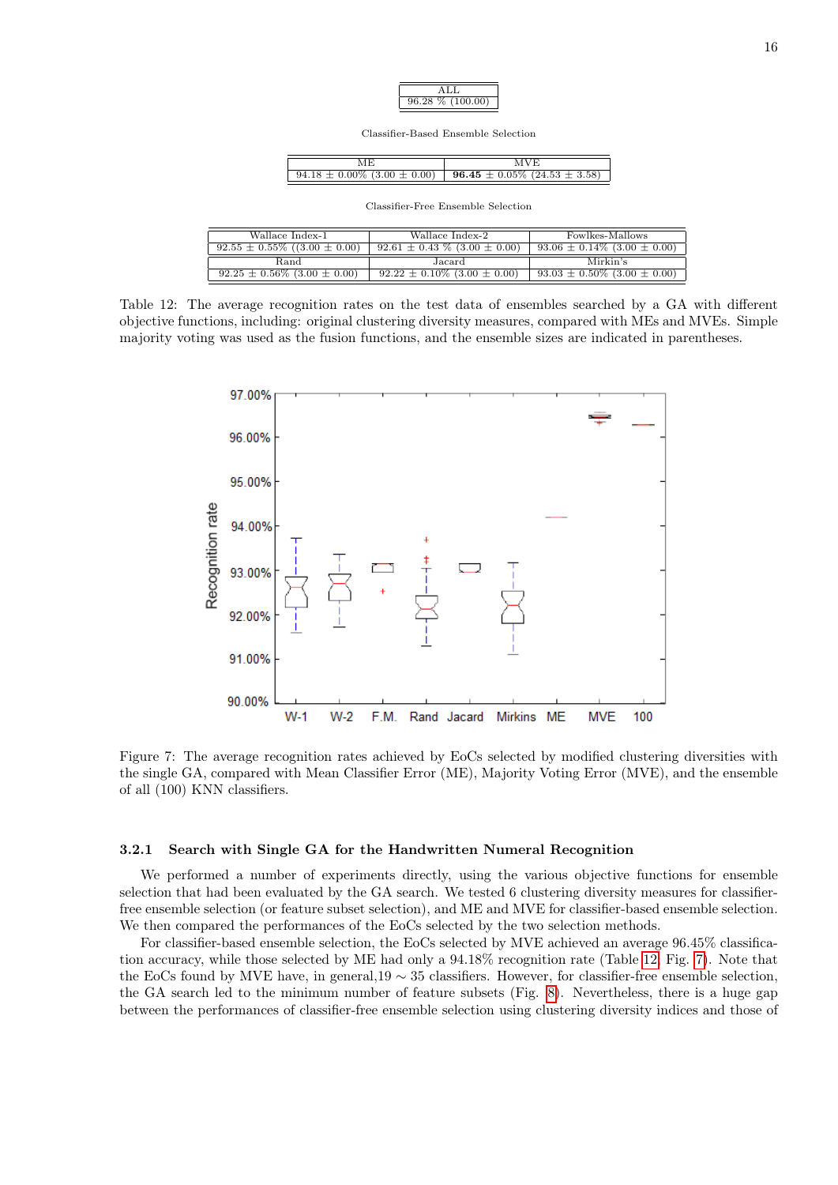| ALL |
|---|
| 96.28 % (100.00) |

Classifier-Based Ensemble Selection

| ME | MVE |
|---|---|
| 94.18 ± 0.00% (3.00 ± 0.00) | **96.45** ± 0.05% (24.53 ± 3.58) |

Classifier-Free Ensemble Selection

| Wallace Index-1 | Wallace Index-2 | Fowlkes-Mallows |
|---|---|---|
| 92.55 ± 0.55% ((3.00 ± 0.00) | 92.61 ± 0.43 % (3.00 ± 0.00) | 93.06 ± 0.14% (3.00 ± 0.00) |
| Rand | Jacard | Mirkin's |
| 92.25 ± 0.56% (3.00 ± 0.00) | 92.22 ± 0.10% (3.00 ± 0.00) | 93.03 ± 0.50% (3.00 ± 0.00) |

Table 12: The average recognition rates on the test data of ensembles searched by a GA with different objective functions, including: original clustering diversity measures, compared with MEs and MVEs. Simple majority voting was used as the fusion functions, and the ensemble sizes are indicated in parentheses.

Figure 7: The average recognition rates achieved by EoCs selected by modified clustering diversities with the single GA, compared with Mean Classifier Error (ME), Majority Voting Error (MVE), and the ensemble of all (100) KNN classifiers.

### 3.2.1 Search with Single GA for the Handwritten Numeral Recognition

We performed a number of experiments directly, using the various objective functions for ensemble selection that had been evaluated by the GA search. We tested 6 clustering diversity measures for classifier-free ensemble selection (or feature subset selection), and ME and MVE for classifier-based ensemble selection. We then compared the performances of the EoCs selected by the two selection methods.

For classifier-based ensemble selection, the EoCs selected by MVE achieved an average 96.45% classification accuracy, while those selected by ME had only a 94.18% recognition rate (Table 12, Fig. 7). Note that the EoCs found by MVE have, in general,19 ∼ 35 classifiers. However, for classifier-free ensemble selection, the GA search led to the minimum number of feature subsets (Fig. 8). Nevertheless, there is a huge gap between the performances of classifier-free ensemble selection using clustering diversity indices and those of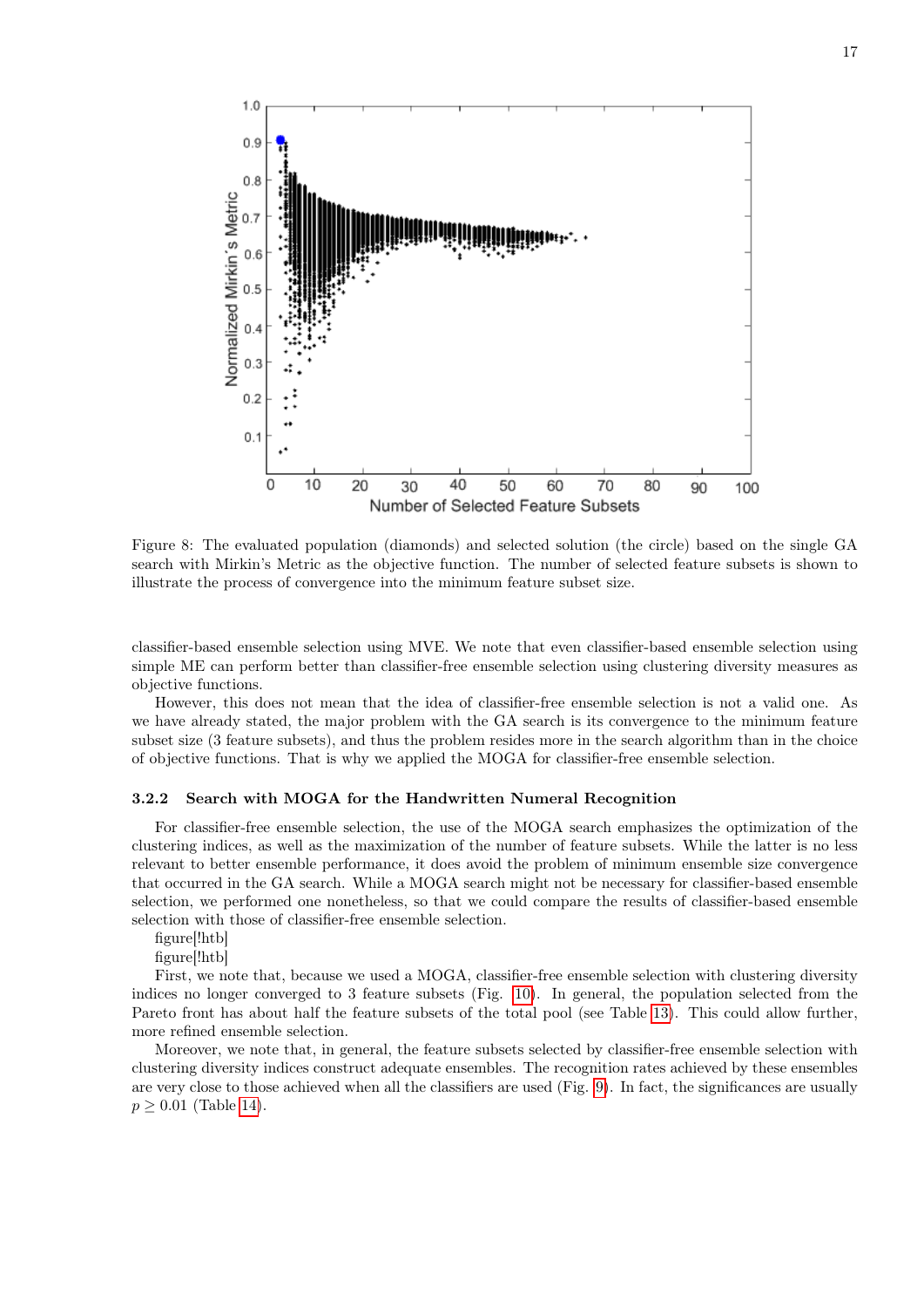Figure 8: The evaluated population (diamonds) and selected solution (the circle) based on the single GA search with Mirkin's Metric as the objective function. The number of selected feature subsets is shown to illustrate the process of convergence into the minimum feature subset size.

classifier-based ensemble selection using MVE. We note that even classifier-based ensemble selection using simple ME can perform better than classifier-free ensemble selection using clustering diversity measures as objective functions.

However, this does not mean that the idea of classifier-free ensemble selection is not a valid one. As we have already stated, the major problem with the GA search is its convergence to the minimum feature subset size (3 feature subsets), and thus the problem resides more in the search algorithm than in the choice of objective functions. That is why we applied the MOGA for classifier-free ensemble selection.

### 3.2.2 Search with MOGA for the Handwritten Numeral Recognition

For classifier-free ensemble selection, the use of the MOGA search emphasizes the optimization of the clustering indices, as well as the maximization of the number of feature subsets. While the latter is no less relevant to better ensemble performance, it does avoid the problem of minimum ensemble size convergence that occurred in the GA search. While a MOGA search might not be necessary for classifier-based ensemble selection, we performed one nonetheless, so that we could compare the results of classifier-based ensemble selection with those of classifier-free ensemble selection.

figure[!htb]

figure[!htb]

First, we note that, because we used a MOGA, classifier-free ensemble selection with clustering diversity indices no longer converged to 3 feature subsets (Fig. 10). In general, the population selected from the Pareto front has about half the feature subsets of the total pool (see Table 13). This could allow further, more refined ensemble selection.

Moreover, we note that, in general, the feature subsets selected by classifier-free ensemble selection with clustering diversity indices construct adequate ensembles. The recognition rates achieved by these ensembles are very close to those achieved when all the classifiers are used (Fig. 9). In fact, the significances are usually $p \geq 0.01$ (Table 14).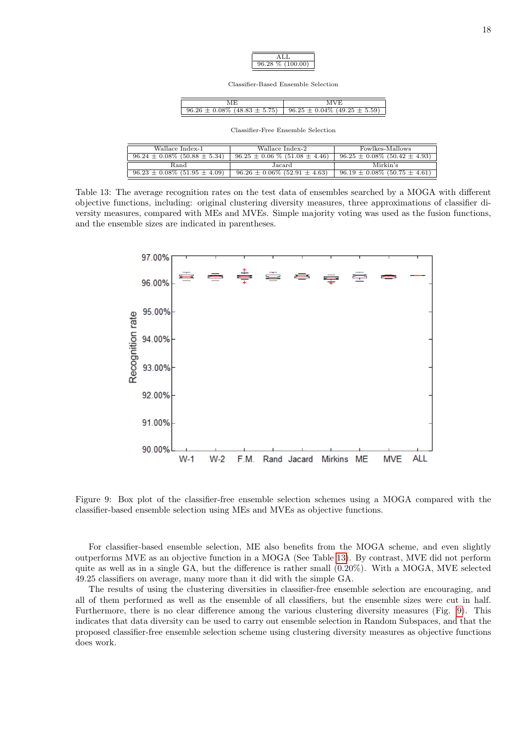| ALL |
|---|
| 96.28 % (100.00) |

Classifier-Based Ensemble Selection

| ME | MVE |
|---|---|
| 96.26 ± 0.08% (48.83 ± 5.75) | 96.25 ± 0.04% (49.25 ± 5.59) |

Classifier-Free Ensemble Selection

| Wallace Index-1 | Wallace Index-2 | Fowlkes-Mallows |
|---|---|---|
| 96.24 ± 0.08% (50.88 ± 5.34) | 96.25 ± 0.06 % (51.08 ± 4.46) | 96.25 ± 0.08% (50.42 ± 4.93) |
| Rand | Jacard | Mirkin's |
| 96.23 ± 0.08% (51.95 ± 4.09) | 96.26 ± 0.06% (52.91 ± 4.63) | 96.19 ± 0.08% (50.75 ± 4.61) |

Table 13: The average recognition rates on the test data of ensembles searched by a MOGA with different objective functions, including: original clustering diversity measures, three approximations of classifier diversity measures, compared with MEs and MVEs. Simple majority voting was used as the fusion functions, and the ensemble sizes are indicated in parentheses.

Figure 9: Box plot of the classifier-free ensemble selection schemes using a MOGA compared with the classifier-based ensemble selection using MEs and MVEs as objective functions.

For classifier-based ensemble selection, ME also benefits from the MOGA scheme, and even slightly outperforms MVE as an objective function in a MOGA (See Table 13). By contrast, MVE did not perform quite as well as in a single GA, but the difference is rather small (0.20%). With a MOGA, MVE selected 49.25 classifiers on average, many more than it did with the simple GA.

The results of using the clustering diversities in classifier-free ensemble selection are encouraging, and all of them performed as well as the ensemble of all classifiers, but the ensemble sizes were cut in half. Furthermore, there is no clear difference among the various clustering diversity measures (Fig. 9). This indicates that data diversity can be used to carry out ensemble selection in Random Subspaces, and that the proposed classifier-free ensemble selection scheme using clustering diversity measures as objective functions does work.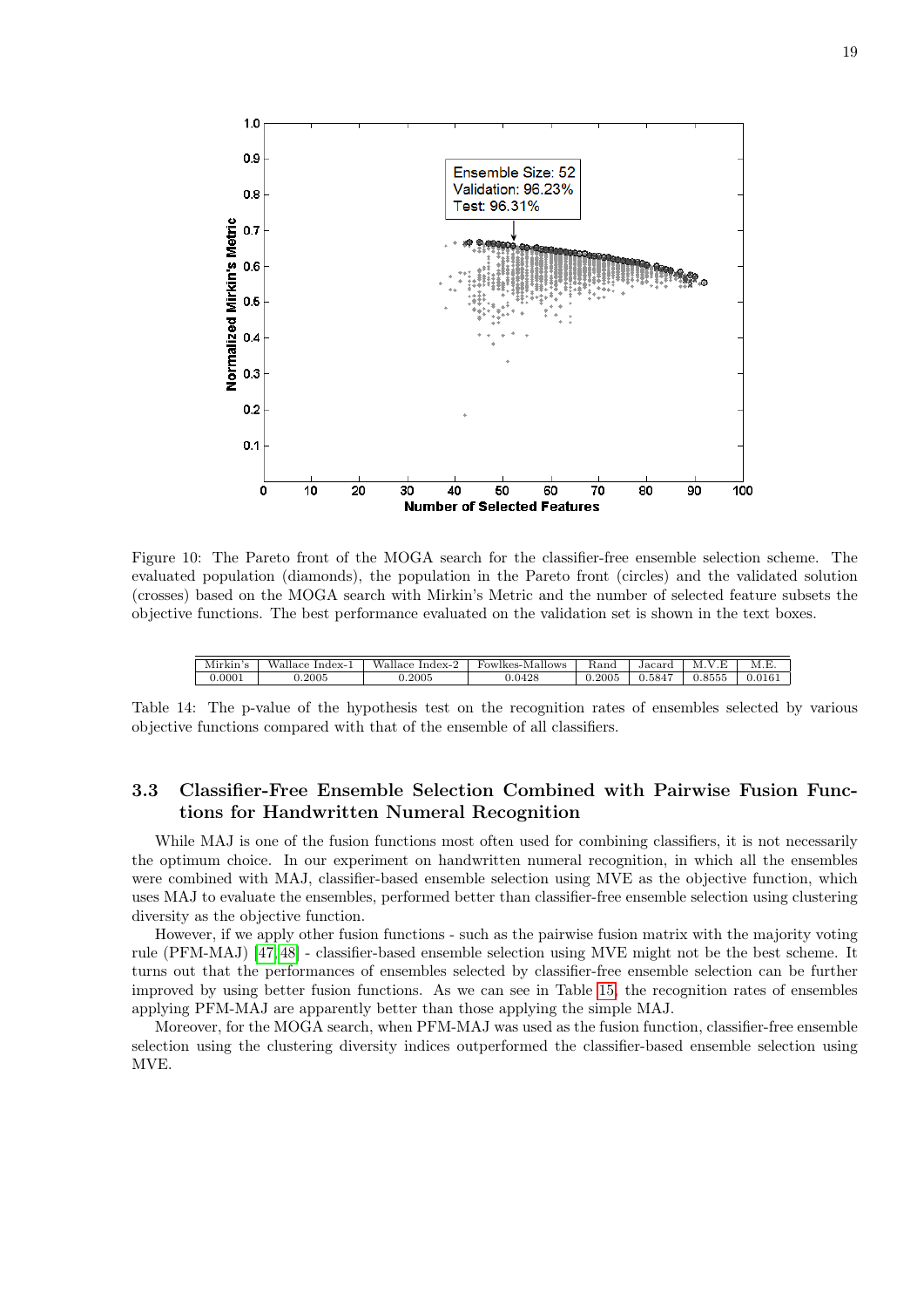Figure 10: The Pareto front of the MOGA search for the classifier-free ensemble selection scheme. The evaluated population (diamonds), the population in the Pareto front (circles) and the validated solution (crosses) based on the MOGA search with Mirkin's Metric and the number of selected feature subsets the objective functions. The best performance evaluated on the validation set is shown in the text boxes.

| Mirkin's | Wallace Index-1 | Wallace Index-2 | Fowlkes-Mallows | Rand | Jacard | M.V.E | M.E. |
|---|---|---|---|---|---|---|---|
| 0.0001 | 0.2005 | 0.2005 | 0.0428 | 0.2005 | 0.5847 | 0.8555 | 0.0161 |

Table 14: The p-value of the hypothesis test on the recognition rates of ensembles selected by various objective functions compared with that of the ensemble of all classifiers.

### 3.3 Classifier-Free Ensemble Selection Combined with Pairwise Fusion Functions for Handwritten Numeral Recognition

While MAJ is one of the fusion functions most often used for combining classifiers, it is not necessarily the optimum choice. In our experiment on handwritten numeral recognition, in which all the ensembles were combined with MAJ, classifier-based ensemble selection using MVE as the objective function, which uses MAJ to evaluate the ensembles, performed better than classifier-free ensemble selection using clustering diversity as the objective function.

However, if we apply other fusion functions - such as the pairwise fusion matrix with the majority voting rule (PFM-MAJ) [47, 48] - classifier-based ensemble selection using MVE might not be the best scheme. It turns out that the performances of ensembles selected by classifier-free ensemble selection can be further improved by using better fusion functions. As we can see in Table 15, the recognition rates of ensembles applying PFM-MAJ are apparently better than those applying the simple MAJ.

Moreover, for the MOGA search, when PFM-MAJ was used as the fusion function, classifier-free ensemble selection using the clustering diversity indices outperformed the classifier-based ensemble selection using MVE.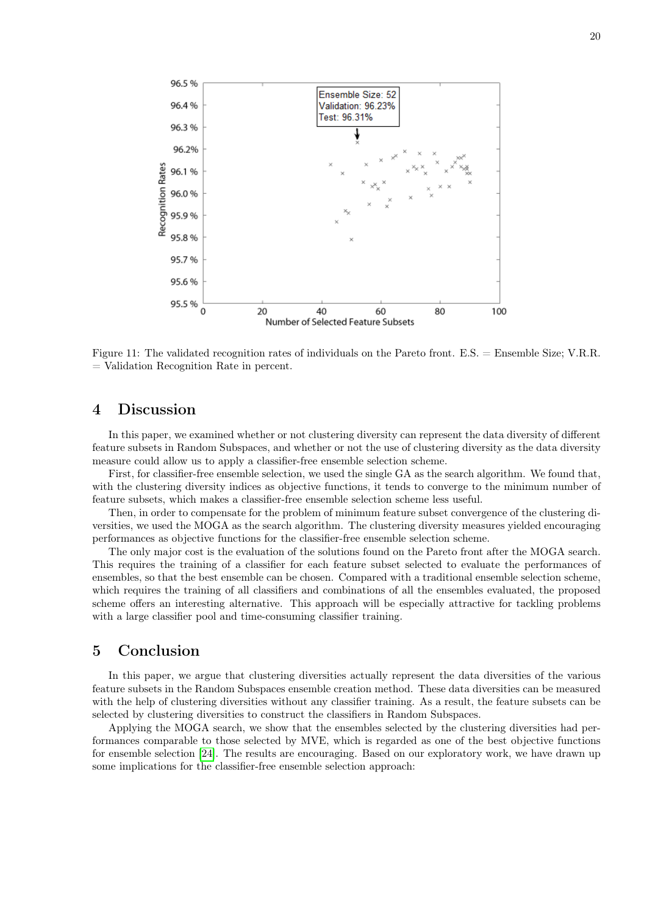Ensemble Size: 52
Validation: 96.23%
Test: 96.31%

96.5 %
96.4 %
96.3 %
96.2%
96.1 %
96.0 %
95.9 %
95.8 %
95.7 %
95.6 %
95.5 %

Recognition Rates

0
20
40
60
80
100

Number of Selected Feature Subsets

Figure 11: The validated recognition rates of individuals on the Pareto front. E.S. = Ensemble Size; V.R.R. = Validation Recognition Rate in percent.

## 4 Discussion

In this paper, we examined whether or not clustering diversity can represent the data diversity of different feature subsets in Random Subspaces, and whether or not the use of clustering diversity as the data diversity measure could allow us to apply a classifier-free ensemble selection scheme.

First, for classifier-free ensemble selection, we used the single GA as the search algorithm. We found that, with the clustering diversity indices as objective functions, it tends to converge to the minimum number of feature subsets, which makes a classifier-free ensemble selection scheme less useful.

Then, in order to compensate for the problem of minimum feature subset convergence of the clustering diversities, we used the MOGA as the search algorithm. The clustering diversity measures yielded encouraging performances as objective functions for the classifier-free ensemble selection scheme.

The only major cost is the evaluation of the solutions found on the Pareto front after the MOGA search. This requires the training of a classifier for each feature subset selected to evaluate the performances of ensembles, so that the best ensemble can be chosen. Compared with a traditional ensemble selection scheme, which requires the training of all classifiers and combinations of all the ensembles evaluated, the proposed scheme offers an interesting alternative. This approach will be especially attractive for tackling problems with a large classifier pool and time-consuming classifier training.

## 5 Conclusion

In this paper, we argue that clustering diversities actually represent the data diversities of the various feature subsets in the Random Subspaces ensemble creation method. These data diversities can be measured with the help of clustering diversities without any classifier training. As a result, the feature subsets can be selected by clustering diversities to construct the classifiers in Random Subspaces.

Applying the MOGA search, we show that the ensembles selected by the clustering diversities had performances comparable to those selected by MVE, which is regarded as one of the best objective functions for ensemble selection [24]. The results are encouraging. Based on our exploratory work, we have drawn up some implications for the classifier-free ensemble selection approach: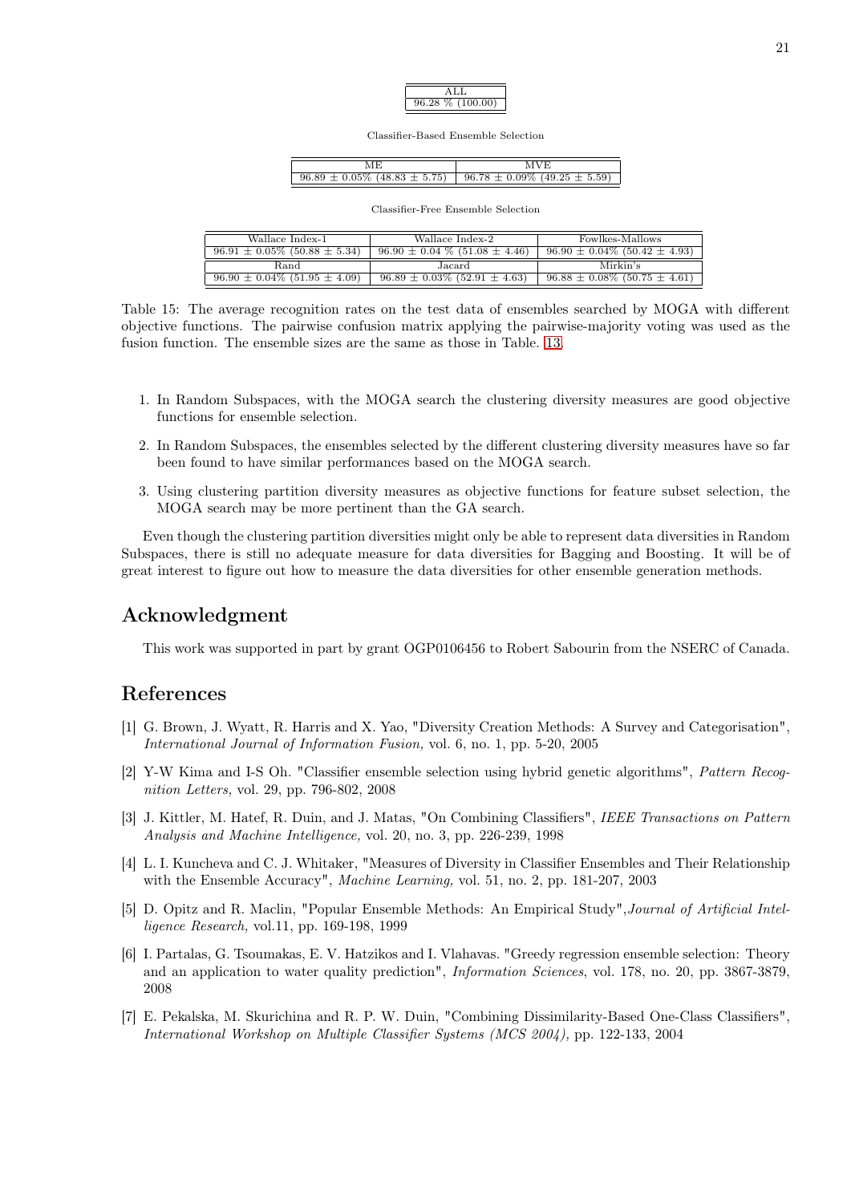| ALL |
|---|
| 96.28 % (100.00) |

Classifier-Based Ensemble Selection

| ME | MVE |
|---|---|
| 96.89 ± 0.05% (48.83 ± 5.75) | 96.78 ± 0.09% (49.25 ± 5.59) |

Classifier-Free Ensemble Selection

| Wallace Index-1 | Wallace Index-2 | Fowlkes-Mallows |
|---|---|---|
| 96.91 ± 0.05% (50.88 ± 5.34) | 96.90 ± 0.04 % (51.08 ± 4.46) | 96.90 ± 0.04% (50.42 ± 4.93) |
| Rand | Jacard | Mirkin's |
| 96.90 ± 0.04% (51.95 ± 4.09) | 96.89 ± 0.03% (52.91 ± 4.63) | 96.88 ± 0.08% (50.75 ± 4.61) |

Table 15: The average recognition rates on the test data of ensembles searched by MOGA with different objective functions. The pairwise confusion matrix applying the pairwise-majority voting was used as the fusion function. The ensemble sizes are the same as those in Table. 13.

1. In Random Subspaces, with the MOGA search the clustering diversity measures are good objective functions for ensemble selection.
2. In Random Subspaces, the ensembles selected by the different clustering diversity measures have so far been found to have similar performances based on the MOGA search.
3. Using clustering partition diversity measures as objective functions for feature subset selection, the MOGA search may be more pertinent than the GA search.

Even though the clustering partition diversities might only be able to represent data diversities in Random Subspaces, there is still no adequate measure for data diversities for Bagging and Boosting. It will be of great interest to figure out how to measure the data diversities for other ensemble generation methods.

## Acknowledgment

This work was supported in part by grant OGP0106456 to Robert Sabourin from the NSERC of Canada.

## References

[1] G. Brown, J. Wyatt, R. Harris and X. Yao, "Diversity Creation Methods: A Survey and Categorisation", *International Journal of Information Fusion,* vol. 6, no. 1, pp. 5-20, 2005

[2] Y-W Kima and I-S Oh. "Classifier ensemble selection using hybrid genetic algorithms", *Pattern Recognition Letters,* vol. 29, pp. 796-802, 2008

[3] J. Kittler, M. Hatef, R. Duin, and J. Matas, "On Combining Classifiers", *IEEE Transactions on Pattern Analysis and Machine Intelligence,* vol. 20, no. 3, pp. 226-239, 1998

[4] L. I. Kuncheva and C. J. Whitaker, "Measures of Diversity in Classifier Ensembles and Their Relationship with the Ensemble Accuracy", *Machine Learning,* vol. 51, no. 2, pp. 181-207, 2003

[5] D. Opitz and R. Maclin, "Popular Ensemble Methods: An Empirical Study",*Journal of Artificial Intelligence Research,* vol.11, pp. 169-198, 1999

[6] I. Partalas, G. Tsoumakas, E. V. Hatzikos and I. Vlahavas. "Greedy regression ensemble selection: Theory and an application to water quality prediction", *Information Sciences*, vol. 178, no. 20, pp. 3867-3879, 2008

[7] E. Pekalska, M. Skurichina and R. P. W. Duin, "Combining Dissimilarity-Based One-Class Classifiers", *International Workshop on Multiple Classifier Systems (MCS 2004),* pp. 122-133, 2004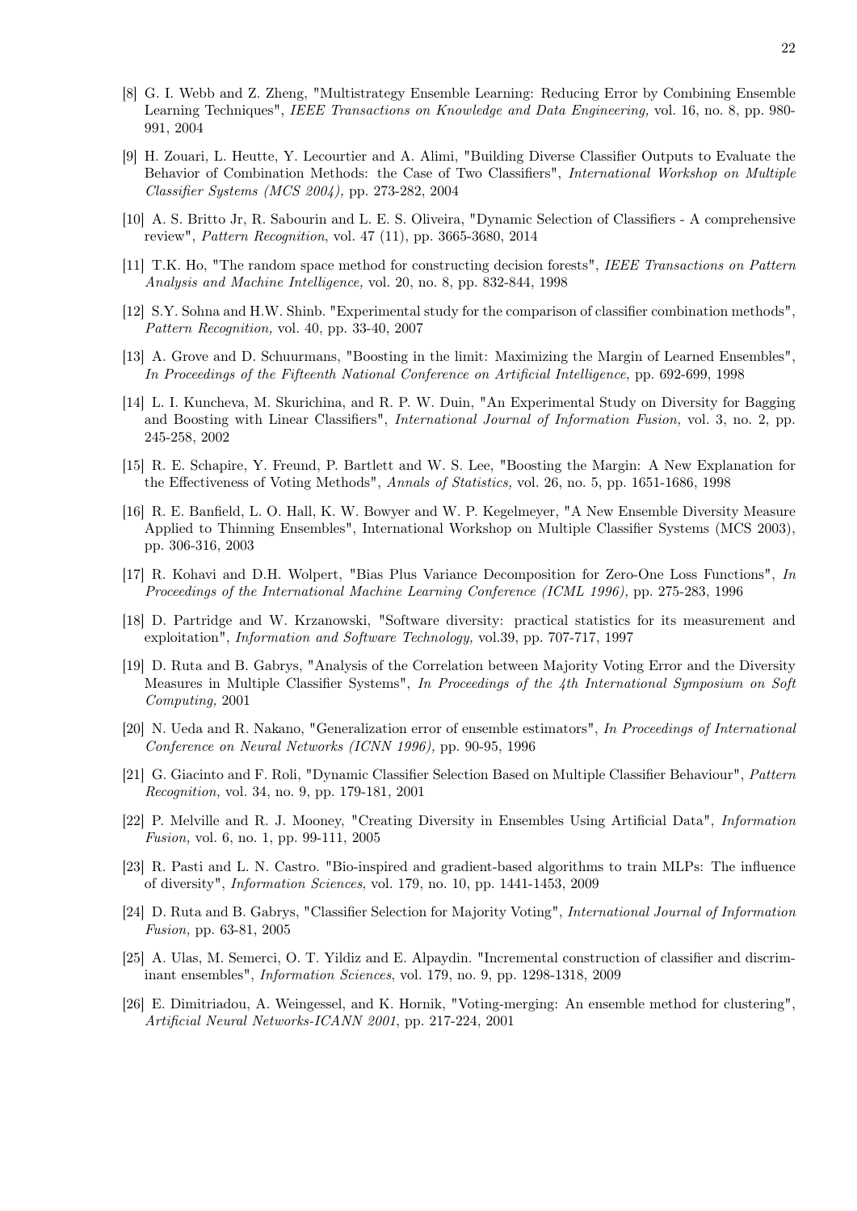[8] G. I. Webb and Z. Zheng, "Multistrategy Ensemble Learning: Reducing Error by Combining Ensemble Learning Techniques", *IEEE Transactions on Knowledge and Data Engineering,* vol. 16, no. 8, pp. 980-991, 2004

[9] H. Zouari, L. Heutte, Y. Lecourtier and A. Alimi, "Building Diverse Classifier Outputs to Evaluate the Behavior of Combination Methods: the Case of Two Classifiers", *International Workshop on Multiple Classifier Systems (MCS 2004),* pp. 273-282, 2004

[10] A. S. Britto Jr, R. Sabourin and L. E. S. Oliveira, "Dynamic Selection of Classifiers - A comprehensive review", *Pattern Recognition*, vol. 47 (11), pp. 3665-3680, 2014

[11] T.K. Ho, "The random space method for constructing decision forests", *IEEE Transactions on Pattern Analysis and Machine Intelligence,* vol. 20, no. 8, pp. 832-844, 1998

[12] S.Y. Sohna and H.W. Shinb. "Experimental study for the comparison of classifier combination methods", *Pattern Recognition,* vol. 40, pp. 33-40, 2007

[13] A. Grove and D. Schuurmans, "Boosting in the limit: Maximizing the Margin of Learned Ensembles", *In Proceedings of the Fifteenth National Conference on Artificial Intelligence,* pp. 692-699, 1998

[14] L. I. Kuncheva, M. Skurichina, and R. P. W. Duin, "An Experimental Study on Diversity for Bagging and Boosting with Linear Classifiers", *International Journal of Information Fusion,* vol. 3, no. 2, pp. 245-258, 2002

[15] R. E. Schapire, Y. Freund, P. Bartlett and W. S. Lee, "Boosting the Margin: A New Explanation for the Effectiveness of Voting Methods", *Annals of Statistics,* vol. 26, no. 5, pp. 1651-1686, 1998

[16] R. E. Banfield, L. O. Hall, K. W. Bowyer and W. P. Kegelmeyer, "A New Ensemble Diversity Measure Applied to Thinning Ensembles", International Workshop on Multiple Classifier Systems (MCS 2003), pp. 306-316, 2003

[17] R. Kohavi and D.H. Wolpert, "Bias Plus Variance Decomposition for Zero-One Loss Functions", *In Proceedings of the International Machine Learning Conference (ICML 1996),* pp. 275-283, 1996

[18] D. Partridge and W. Krzanowski, "Software diversity: practical statistics for its measurement and exploitation", *Information and Software Technology,* vol.39, pp. 707-717, 1997

[19] D. Ruta and B. Gabrys, "Analysis of the Correlation between Majority Voting Error and the Diversity Measures in Multiple Classifier Systems", *In Proceedings of the 4th International Symposium on Soft Computing,* 2001

[20] N. Ueda and R. Nakano, "Generalization error of ensemble estimators", *In Proceedings of International Conference on Neural Networks (ICNN 1996),* pp. 90-95, 1996

[21] G. Giacinto and F. Roli, "Dynamic Classifier Selection Based on Multiple Classifier Behaviour", *Pattern Recognition,* vol. 34, no. 9, pp. 179-181, 2001

[22] P. Melville and R. J. Mooney, "Creating Diversity in Ensembles Using Artificial Data", *Information Fusion,* vol. 6, no. 1, pp. 99-111, 2005

[23] R. Pasti and L. N. Castro. "Bio-inspired and gradient-based algorithms to train MLPs: The influence of diversity", *Information Sciences*, vol. 179, no. 10, pp. 1441-1453, 2009

[24] D. Ruta and B. Gabrys, "Classifier Selection for Majority Voting", *International Journal of Information Fusion,* pp. 63-81, 2005

[25] A. Ulas, M. Semerci, O. T. Yildiz and E. Alpaydin. "Incremental construction of classifier and discriminant ensembles", *Information Sciences*, vol. 179, no. 9, pp. 1298-1318, 2009

[26] E. Dimitriadou, A. Weingessel, and K. Hornik, "Voting-merging: An ensemble method for clustering", *Artificial Neural Networks-ICANN 2001*, pp. 217-224, 2001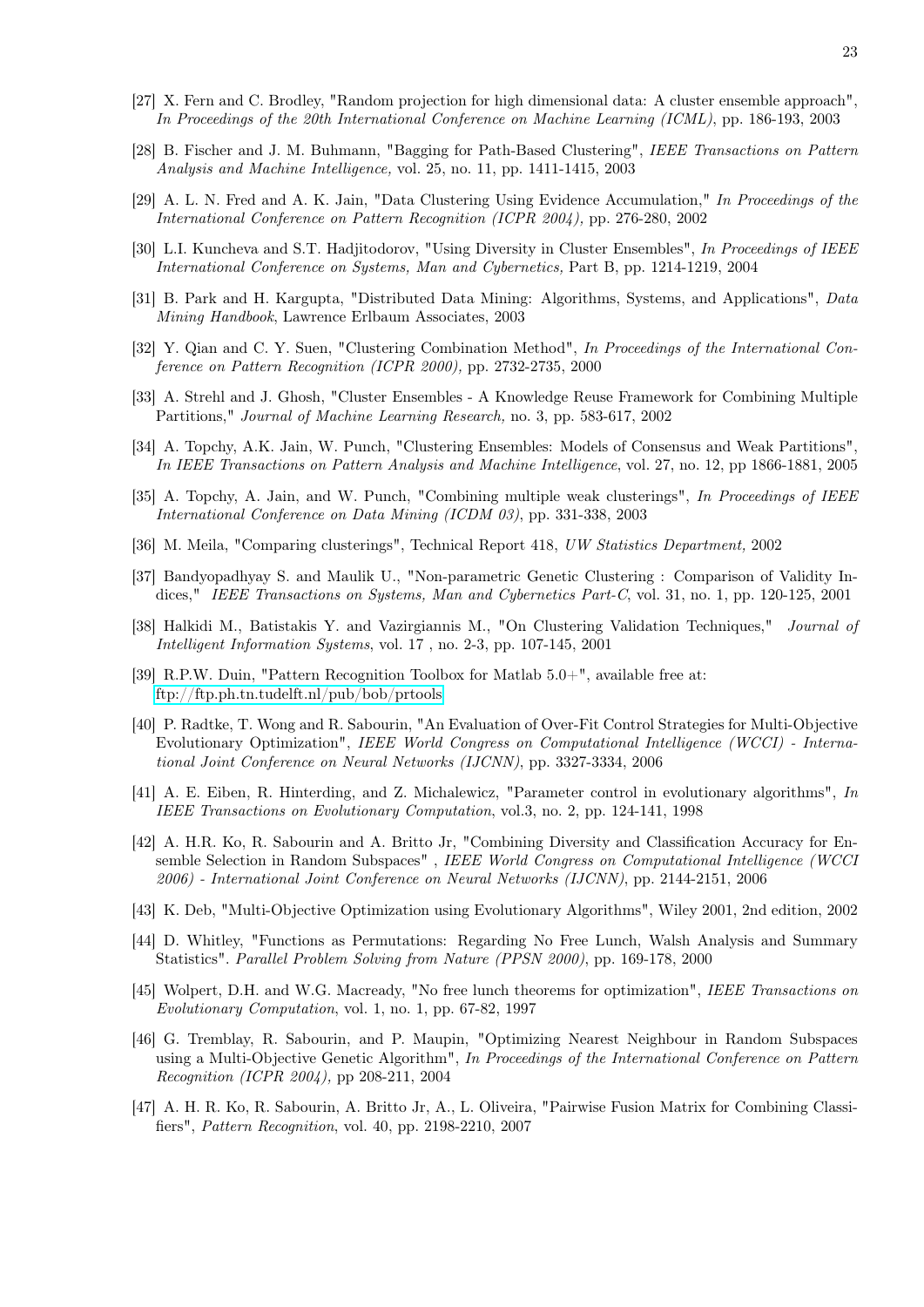[27] X. Fern and C. Brodley, "Random projection for high dimensional data: A cluster ensemble approach", *In Proceedings of the 20th International Conference on Machine Learning (ICML)*, pp. 186-193, 2003

[28] B. Fischer and J. M. Buhmann, "Bagging for Path-Based Clustering", *IEEE Transactions on Pattern Analysis and Machine Intelligence,* vol. 25, no. 11, pp. 1411-1415, 2003

[29] A. L. N. Fred and A. K. Jain, "Data Clustering Using Evidence Accumulation," *In Proceedings of the International Conference on Pattern Recognition (ICPR 2004),* pp. 276-280, 2002

[30] L.I. Kuncheva and S.T. Hadjitodorov, "Using Diversity in Cluster Ensembles", *In Proceedings of IEEE International Conference on Systems, Man and Cybernetics,* Part B, pp. 1214-1219, 2004

[31] B. Park and H. Kargupta, "Distributed Data Mining: Algorithms, Systems, and Applications", *Data Mining Handbook*, Lawrence Erlbaum Associates, 2003

[32] Y. Qian and C. Y. Suen, "Clustering Combination Method", *In Proceedings of the International Conference on Pattern Recognition (ICPR 2000),* pp. 2732-2735, 2000

[33] A. Strehl and J. Ghosh, "Cluster Ensembles - A Knowledge Reuse Framework for Combining Multiple Partitions," *Journal of Machine Learning Research,* no. 3, pp. 583-617, 2002

[34] A. Topchy, A.K. Jain, W. Punch, "Clustering Ensembles: Models of Consensus and Weak Partitions", *In IEEE Transactions on Pattern Analysis and Machine Intelligence*, vol. 27, no. 12, pp 1866-1881, 2005

[35] A. Topchy, A. Jain, and W. Punch, "Combining multiple weak clusterings", *In Proceedings of IEEE International Conference on Data Mining (ICDM 03)*, pp. 331-338, 2003

[36] M. Meila, "Comparing clusterings", Technical Report 418, *UW Statistics Department,* 2002

[37] Bandyopadhyay S. and Maulik U., "Non-parametric Genetic Clustering : Comparison of Validity Indices," *IEEE Transactions on Systems, Man and Cybernetics Part-C*, vol. 31, no. 1, pp. 120-125, 2001

[38] Halkidi M., Batistakis Y. and Vazirgiannis M., "On Clustering Validation Techniques," *Journal of Intelligent Information Systems*, vol. 17 , no. 2-3, pp. 107-145, 2001

[39] R.P.W. Duin, "Pattern Recognition Toolbox for Matlab 5.0+", available free at: ftp://ftp.ph.tn.tudelft.nl/pub/bob/prtools

[40] P. Radtke, T. Wong and R. Sabourin, "An Evaluation of Over-Fit Control Strategies for Multi-Objective Evolutionary Optimization", *IEEE World Congress on Computational Intelligence (WCCI) - International Joint Conference on Neural Networks (IJCNN)*, pp. 3327-3334, 2006

[41] A. E. Eiben, R. Hinterding, and Z. Michalewicz, "Parameter control in evolutionary algorithms", *In IEEE Transactions on Evolutionary Computation*, vol.3, no. 2, pp. 124-141, 1998

[42] A. H.R. Ko, R. Sabourin and A. Britto Jr, "Combining Diversity and Classification Accuracy for Ensemble Selection in Random Subspaces" , *IEEE World Congress on Computational Intelligence (WCCI 2006) - International Joint Conference on Neural Networks (IJCNN)*, pp. 2144-2151, 2006

[43] K. Deb, "Multi-Objective Optimization using Evolutionary Algorithms", Wiley 2001, 2nd edition, 2002

[44] D. Whitley, "Functions as Permutations: Regarding No Free Lunch, Walsh Analysis and Summary Statistics". *Parallel Problem Solving from Nature (PPSN 2000)*, pp. 169-178, 2000

[45] Wolpert, D.H. and W.G. Macready, "No free lunch theorems for optimization", *IEEE Transactions on Evolutionary Computation*, vol. 1, no. 1, pp. 67-82, 1997

[46] G. Tremblay, R. Sabourin, and P. Maupin, "Optimizing Nearest Neighbour in Random Subspaces using a Multi-Objective Genetic Algorithm", *In Proceedings of the International Conference on Pattern Recognition (ICPR 2004),* pp 208-211, 2004

[47] A. H. R. Ko, R. Sabourin, A. Britto Jr, A., L. Oliveira, "Pairwise Fusion Matrix for Combining Classifiers", *Pattern Recognition*, vol. 40, pp. 2198-2210, 2007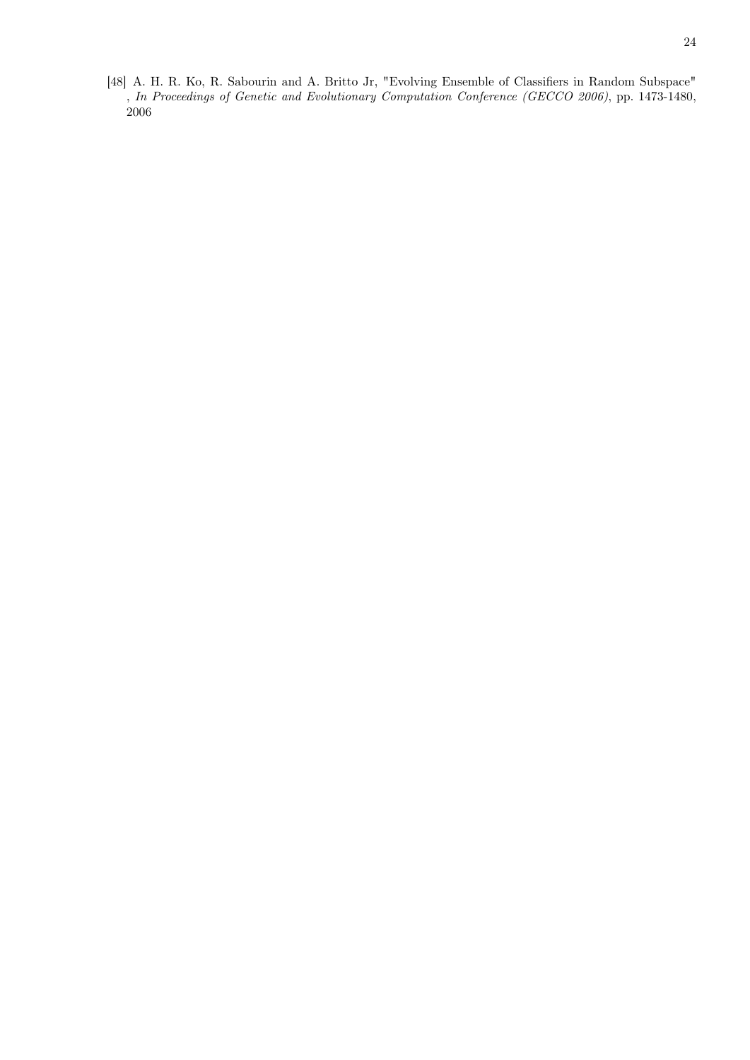[48] A. H. R. Ko, R. Sabourin and A. Britto Jr, "Evolving Ensemble of Classifiers in Random Subspace" , *In Proceedings of Genetic and Evolutionary Computation Conference (GECCO 2006)*, pp. 1473-1480, 2006